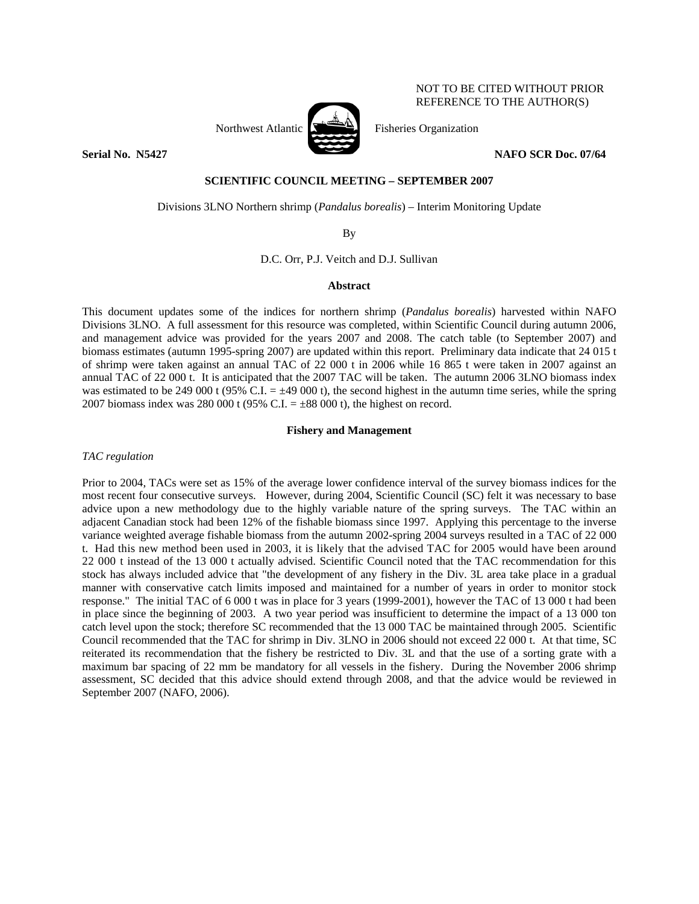NOT TO BE CITED WITHOUT PRIOR REFERENCE TO THE AUTHOR(S)

Northwest Atlantic Fisheries Organization

**Serial No. N5427** **NAFO SCR Doc. 07/64**

**SCIENTIFIC COUNCIL MEETING – SEPTEMBER 2007**

Divisions 3LNO Northern shrimp (*Pandalus borealis*) – Interim Monitoring Update

By

D.C. Orr, P.J. Veitch and D.J. Sullivan

**Abstract**

This document updates some of the indices for northern shrimp (*Pandalus borealis*) harvested within NAFO Divisions 3LNO. A full assessment for this resource was completed, within Scientific Council during autumn 2006, and management advice was provided for the years 2007 and 2008. The catch table (to September 2007) and biomass estimates (autumn 1995-spring 2007) are updated within this report. Preliminary data indicate that 24 015 t of shrimp were taken against an annual TAC of 22 000 t in 2006 while 16 865 t were taken in 2007 against an annual TAC of 22 000 t. It is anticipated that the 2007 TAC will be taken. The autumn 2006 3LNO biomass index was estimated to be 249 000 t (95% C.I. = ±49 000 t), the second highest in the autumn time series, while the spring 2007 biomass index was 280 000 t (95% C.I. = ±88 000 t), the highest on record.

**Fishery and Management**

*TAC regulation*

Prior to 2004, TACs were set as 15% of the average lower confidence interval of the survey biomass indices for the most recent four consecutive surveys. However, during 2004, Scientific Council (SC) felt it was necessary to base advice upon a new methodology due to the highly variable nature of the spring surveys. The TAC within an adjacent Canadian stock had been 12% of the fishable biomass since 1997. Applying this percentage to the inverse variance weighted average fishable biomass from the autumn 2002-spring 2004 surveys resulted in a TAC of 22 000 t. Had this new method been used in 2003, it is likely that the advised TAC for 2005 would have been around 22 000 t instead of the 13 000 t actually advised. Scientific Council noted that the TAC recommendation for this stock has always included advice that "the development of any fishery in the Div. 3L area take place in a gradual manner with conservative catch limits imposed and maintained for a number of years in order to monitor stock response." The initial TAC of 6 000 t was in place for 3 years (1999-2001), however the TAC of 13 000 t had been in place since the beginning of 2003. A two year period was insufficient to determine the impact of a 13 000 ton catch level upon the stock; therefore SC recommended that the 13 000 TAC be maintained through 2005. Scientific Council recommended that the TAC for shrimp in Div. 3LNO in 2006 should not exceed 22 000 t. At that time, SC reiterated its recommendation that the fishery be restricted to Div. 3L and that the use of a sorting grate with a maximum bar spacing of 22 mm be mandatory for all vessels in the fishery. During the November 2006 shrimp assessment, SC decided that this advice should extend through 2008, and that the advice would be reviewed in September 2007 (NAFO, 2006).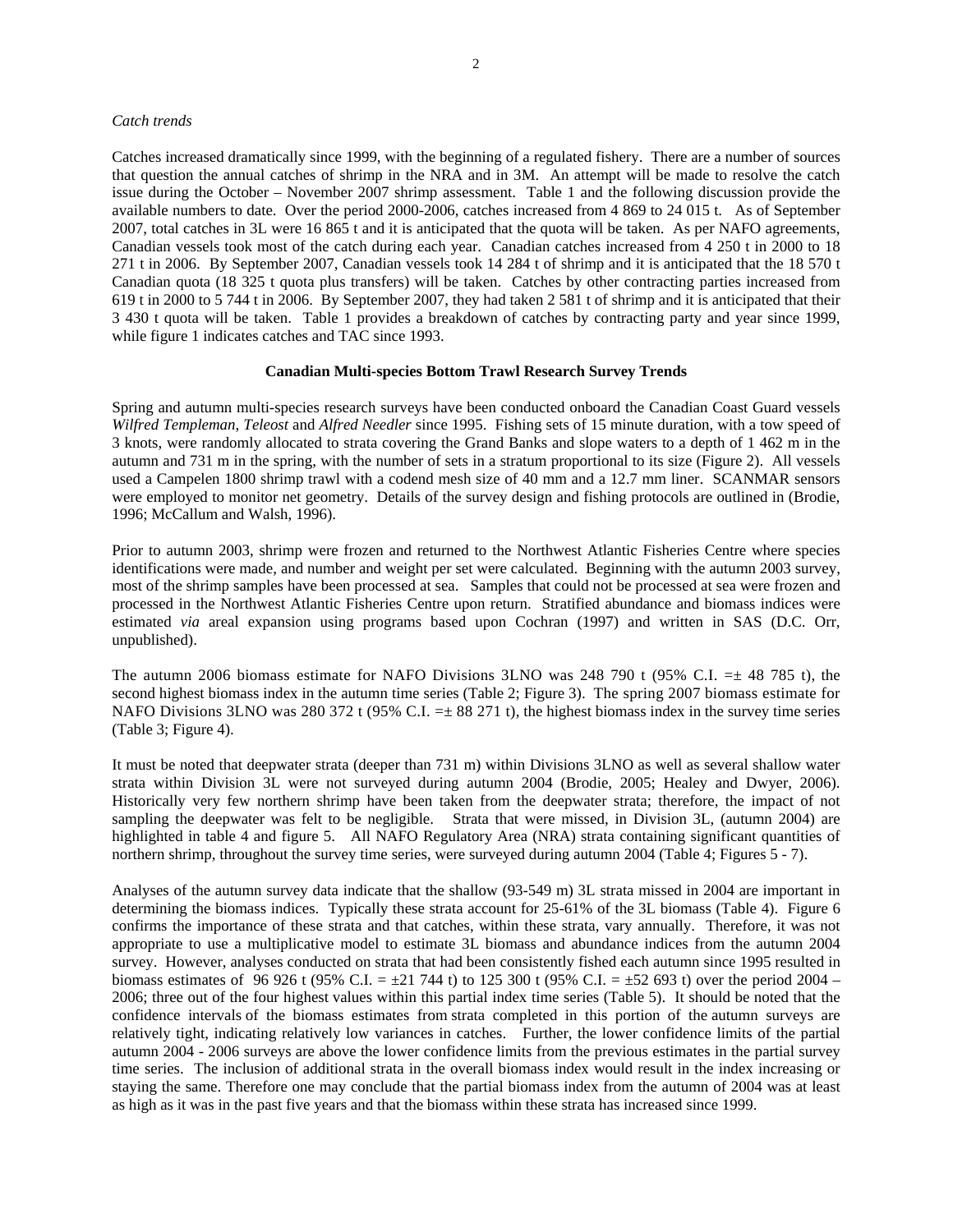*Catch trends*

Catches increased dramatically since 1999, with the beginning of a regulated fishery. There are a number of sources that question the annual catches of shrimp in the NRA and in 3M. An attempt will be made to resolve the catch issue during the October – November 2007 shrimp assessment. Table 1 and the following discussion provide the available numbers to date. Over the period 2000-2006, catches increased from 4 869 to 24 015 t. As of September 2007, total catches in 3L were 16 865 t and it is anticipated that the quota will be taken. As per NAFO agreements, Canadian vessels took most of the catch during each year. Canadian catches increased from 4 250 t in 2000 to 18 271 t in 2006. By September 2007, Canadian vessels took 14 284 t of shrimp and it is anticipated that the 18 570 t Canadian quota (18 325 t quota plus transfers) will be taken. Catches by other contracting parties increased from 619 t in 2000 to 5 744 t in 2006. By September 2007, they had taken 2 581 t of shrimp and it is anticipated that their 3 430 t quota will be taken. Table 1 provides a breakdown of catches by contracting party and year since 1999, while figure 1 indicates catches and TAC since 1993.

## Canadian Multi-species Bottom Trawl Research Survey Trends

Spring and autumn multi-species research surveys have been conducted onboard the Canadian Coast Guard vessels *Wilfred Templeman*, *Teleost* and *Alfred Needler* since 1995. Fishing sets of 15 minute duration, with a tow speed of 3 knots, were randomly allocated to strata covering the Grand Banks and slope waters to a depth of 1 462 m in the autumn and 731 m in the spring, with the number of sets in a stratum proportional to its size (Figure 2). All vessels used a Campelen 1800 shrimp trawl with a codend mesh size of 40 mm and a 12.7 mm liner. SCANMAR sensors were employed to monitor net geometry. Details of the survey design and fishing protocols are outlined in (Brodie, 1996; McCallum and Walsh, 1996).

Prior to autumn 2003, shrimp were frozen and returned to the Northwest Atlantic Fisheries Centre where species identifications were made, and number and weight per set were calculated. Beginning with the autumn 2003 survey, most of the shrimp samples have been processed at sea. Samples that could not be processed at sea were frozen and processed in the Northwest Atlantic Fisheries Centre upon return. Stratified abundance and biomass indices were estimated *via* areal expansion using programs based upon Cochran (1997) and written in SAS (D.C. Orr, unpublished).

The autumn 2006 biomass estimate for NAFO Divisions 3LNO was 248 790 t (95% C.I. =± 48 785 t), the second highest biomass index in the autumn time series (Table 2; Figure 3). The spring 2007 biomass estimate for NAFO Divisions 3LNO was 280 372 t (95% C.I. =± 88 271 t), the highest biomass index in the survey time series (Table 3; Figure 4).

It must be noted that deepwater strata (deeper than 731 m) within Divisions 3LNO as well as several shallow water strata within Division 3L were not surveyed during autumn 2004 (Brodie, 2005; Healey and Dwyer, 2006). Historically very few northern shrimp have been taken from the deepwater strata; therefore, the impact of not sampling the deepwater was felt to be negligible. Strata that were missed, in Division 3L, (autumn 2004) are highlighted in table 4 and figure 5. All NAFO Regulatory Area (NRA) strata containing significant quantities of northern shrimp, throughout the survey time series, were surveyed during autumn 2004 (Table 4; Figures 5 - 7).

Analyses of the autumn survey data indicate that the shallow (93-549 m) 3L strata missed in 2004 are important in determining the biomass indices. Typically these strata account for 25-61% of the 3L biomass (Table 4). Figure 6 confirms the importance of these strata and that catches, within these strata, vary annually. Therefore, it was not appropriate to use a multiplicative model to estimate 3L biomass and abundance indices from the autumn 2004 survey. However, analyses conducted on strata that had been consistently fished each autumn since 1995 resulted in biomass estimates of 96 926 t (95% C.I. = ±21 744 t) to 125 300 t (95% C.I. = ±52 693 t) over the period 2004 – 2006; three out of the four highest values within this partial index time series (Table 5). It should be noted that the confidence intervals of the biomass estimates from strata completed in this portion of the autumn surveys are relatively tight, indicating relatively low variances in catches. Further, the lower confidence limits of the partial autumn 2004 - 2006 surveys are above the lower confidence limits from the previous estimates in the partial survey time series. The inclusion of additional strata in the overall biomass index would result in the index increasing or staying the same. Therefore one may conclude that the partial biomass index from the autumn of 2004 was at least as high as it was in the past five years and that the biomass within these strata has increased since 1999.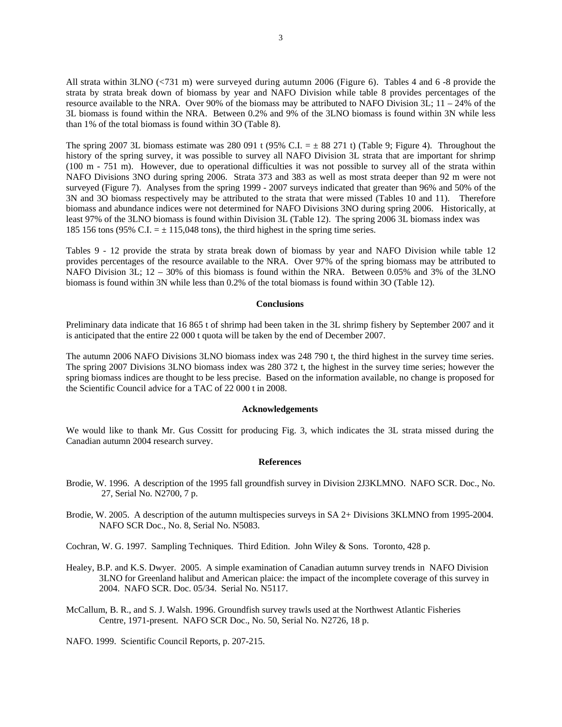All strata within 3LNO (<731 m) were surveyed during autumn 2006 (Figure 6). Tables 4 and 6 -8 provide the strata by strata break down of biomass by year and NAFO Division while table 8 provides percentages of the resource available to the NRA. Over 90% of the biomass may be attributed to NAFO Division 3L; 11 – 24% of the 3L biomass is found within the NRA. Between 0.2% and 9% of the 3LNO biomass is found within 3N while less than 1% of the total biomass is found within 3O (Table 8).

The spring 2007 3L biomass estimate was 280 091 t (95% C.I. = ± 88 271 t) (Table 9; Figure 4). Throughout the history of the spring survey, it was possible to survey all NAFO Division 3L strata that are important for shrimp (100 m - 751 m). However, due to operational difficulties it was not possible to survey all of the strata within NAFO Divisions 3NO during spring 2006. Strata 373 and 383 as well as most strata deeper than 92 m were not surveyed (Figure 7). Analyses from the spring 1999 - 2007 surveys indicated that greater than 96% and 50% of the 3N and 3O biomass respectively may be attributed to the strata that were missed (Tables 10 and 11). Therefore biomass and abundance indices were not determined for NAFO Divisions 3NO during spring 2006. Historically, at least 97% of the 3LNO biomass is found within Division 3L (Table 12). The spring 2006 3L biomass index was 185 156 tons (95% C.I. = ± 115,048 tons), the third highest in the spring time series.

Tables 9 - 12 provide the strata by strata break down of biomass by year and NAFO Division while table 12 provides percentages of the resource available to the NRA. Over 97% of the spring biomass may be attributed to NAFO Division 3L; 12 – 30% of this biomass is found within the NRA. Between 0.05% and 3% of the 3LNO biomass is found within 3N while less than 0.2% of the total biomass is found within 3O (Table 12).

## Conclusions

Preliminary data indicate that 16 865 t of shrimp had been taken in the 3L shrimp fishery by September 2007 and it is anticipated that the entire 22 000 t quota will be taken by the end of December 2007.

The autumn 2006 NAFO Divisions 3LNO biomass index was 248 790 t, the third highest in the survey time series. The spring 2007 Divisions 3LNO biomass index was 280 372 t, the highest in the survey time series; however the spring biomass indices are thought to be less precise. Based on the information available, no change is proposed for the Scientific Council advice for a TAC of 22 000 t in 2008.

## Acknowledgements

We would like to thank Mr. Gus Cossitt for producing Fig. 3, which indicates the 3L strata missed during the Canadian autumn 2004 research survey.

## References

Brodie, W. 1996. A description of the 1995 fall groundfish survey in Division 2J3KLMNO. NAFO SCR. Doc., No. 27, Serial No. N2700, 7 p.

Brodie, W. 2005. A description of the autumn multispecies surveys in SA 2+ Divisions 3KLMNO from 1995-2004. NAFO SCR Doc., No. 8, Serial No. N5083.

Cochran, W. G. 1997. Sampling Techniques. Third Edition. John Wiley & Sons. Toronto, 428 p.

Healey, B.P. and K.S. Dwyer. 2005. A simple examination of Canadian autumn survey trends in NAFO Division 3LNO for Greenland halibut and American plaice: the impact of the incomplete coverage of this survey in 2004. NAFO SCR. Doc. 05/34. Serial No. N5117.

McCallum, B. R., and S. J. Walsh. 1996. Groundfish survey trawls used at the Northwest Atlantic Fisheries Centre, 1971-present. NAFO SCR Doc., No. 50, Serial No. N2726, 18 p.

NAFO. 1999. Scientific Council Reports, p. 207-215.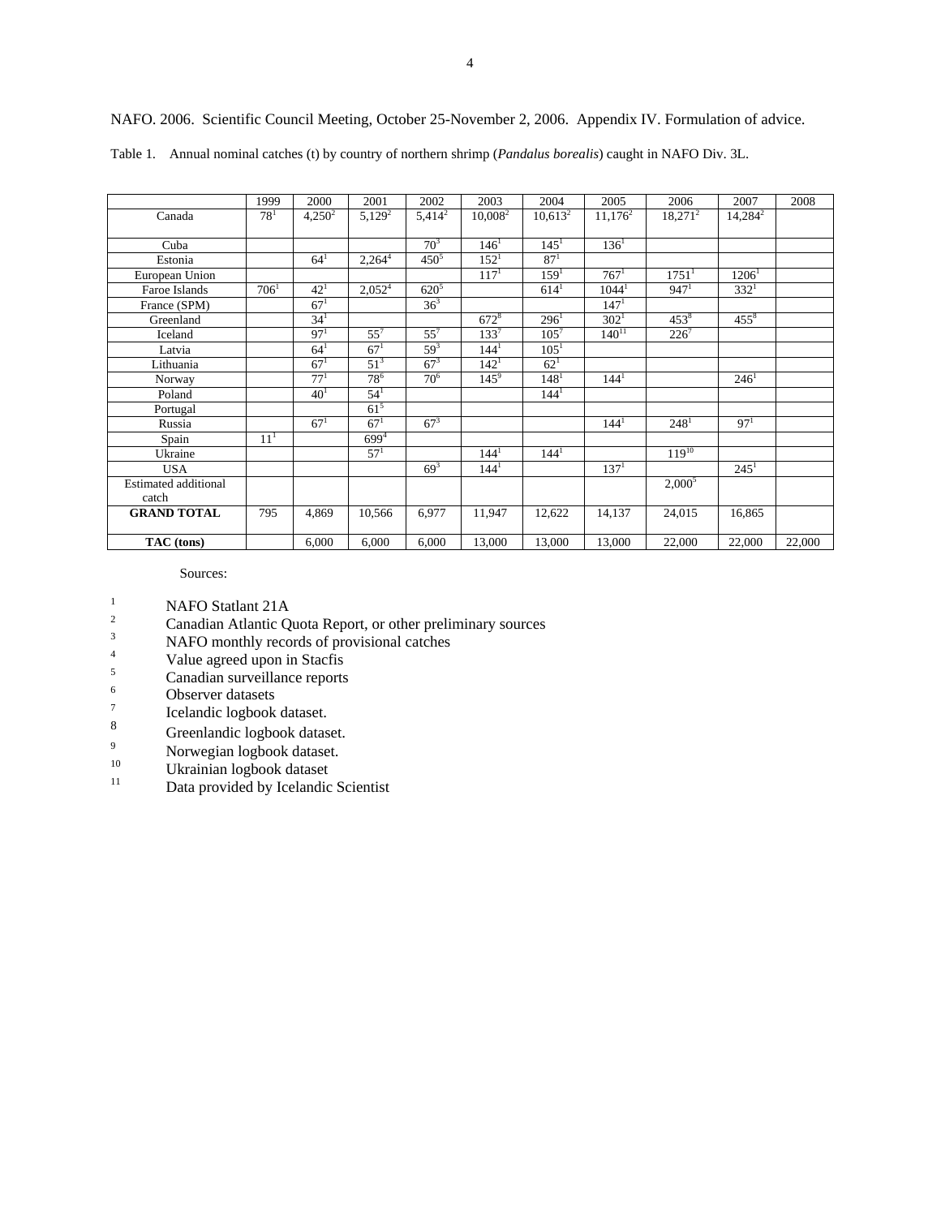NAFO. 2006. Scientific Council Meeting, October 25-November 2, 2006. Appendix IV. Formulation of advice.

Table 1. Annual nominal catches (t) by country of northern shrimp (*Pandalus borealis*) caught in NAFO Div. 3L.

| | 1999 | 2000 | 2001 | 2002 | 2003 | 2004 | 2005 | 2006 | 2007 | 2008 |
|---|---|---|---|---|---|---|---|---|---|---|
| Canada | 78[1] | 4,250[2] | 5,129[2] | 5,414[2] | 10,008[2] | 10,613[2] | 11,176[2] | 18,271[2] | 14,284[2] | |
| Cuba | | | | 70[3] | 146[1] | 145[1] | 136[1] | | | |
| Estonia | | 64[1] | 2,264[4] | 450[5] | 152[1] | 87[1] | | | | |
| European Union | | | | | 117[1] | 159[1] | 767[1] | 1751[1] | 1206[1] | |
| Faroe Islands | 706[1] | 42[1] | 2,052[4] | 620[5] | | 614[1] | 1044[1] | 947[1] | 332[1] | |
| France (SPM) | | 67[1] | | 36[3] | | | 147[1] | | | |
| Greenland | | 34[1] | | | 672[8] | 296[1] | 302[1] | 453[8] | 455[8] | |
| Iceland | | 97[1] | 55[7] | 55[7] | 133[7] | 105[7] | 140[11] | 226[7] | | |
| Latvia | | 64[1] | 67[1] | 59[3] | 144[1] | 105[1] | | | | |
| Lithuania | | 67[1] | 51[3] | 67[3] | 142[1] | 62[1] | | | | |
| Norway | | 77[1] | 78[6] | 70[6] | 145[9] | 148[1] | 144[1] | | 246[1] | |
| Poland | | 40[1] | 54[1] | | | 144[1] | | | | |
| Portugal | | | 61[5] | | | | | | | |
| Russia | | 67[1] | 67[1] | 67[3] | | | 144[1] | 248[1] | 97[1] | |
| Spain | 11[1] | | 699[4] | | | | | | | |
| Ukraine | | | 57[1] | | 144[1] | 144[1] | | 119[10] | | |
| USA | | | | 69[3] | 144[1] | | 137[1] | | 245[1] | |
| Estimated additional catch | | | | | | | | 2,000[5] | | |
| **GRAND TOTAL** | 795 | 4,869 | 10,566 | 6,977 | 11,947 | 12,622 | 14,137 | 24,015 | 16,865 | |
| **TAC (tons)** | | 6,000 | 6,000 | 6,000 | 13,000 | 13,000 | 13,000 | 22,000 | 22,000 | 22,000 |

Sources:

1. NAFO Statlant 21A
2. Canadian Atlantic Quota Report, or other preliminary sources
3. NAFO monthly records of provisional catches
4. Value agreed upon in Stacfis
5. Canadian surveillance reports
6. Observer datasets
7. Icelandic logbook dataset.
8. Greenlandic logbook dataset.
9. Norwegian logbook dataset.
10. Ukrainian logbook dataset
11. Data provided by Icelandic Scientist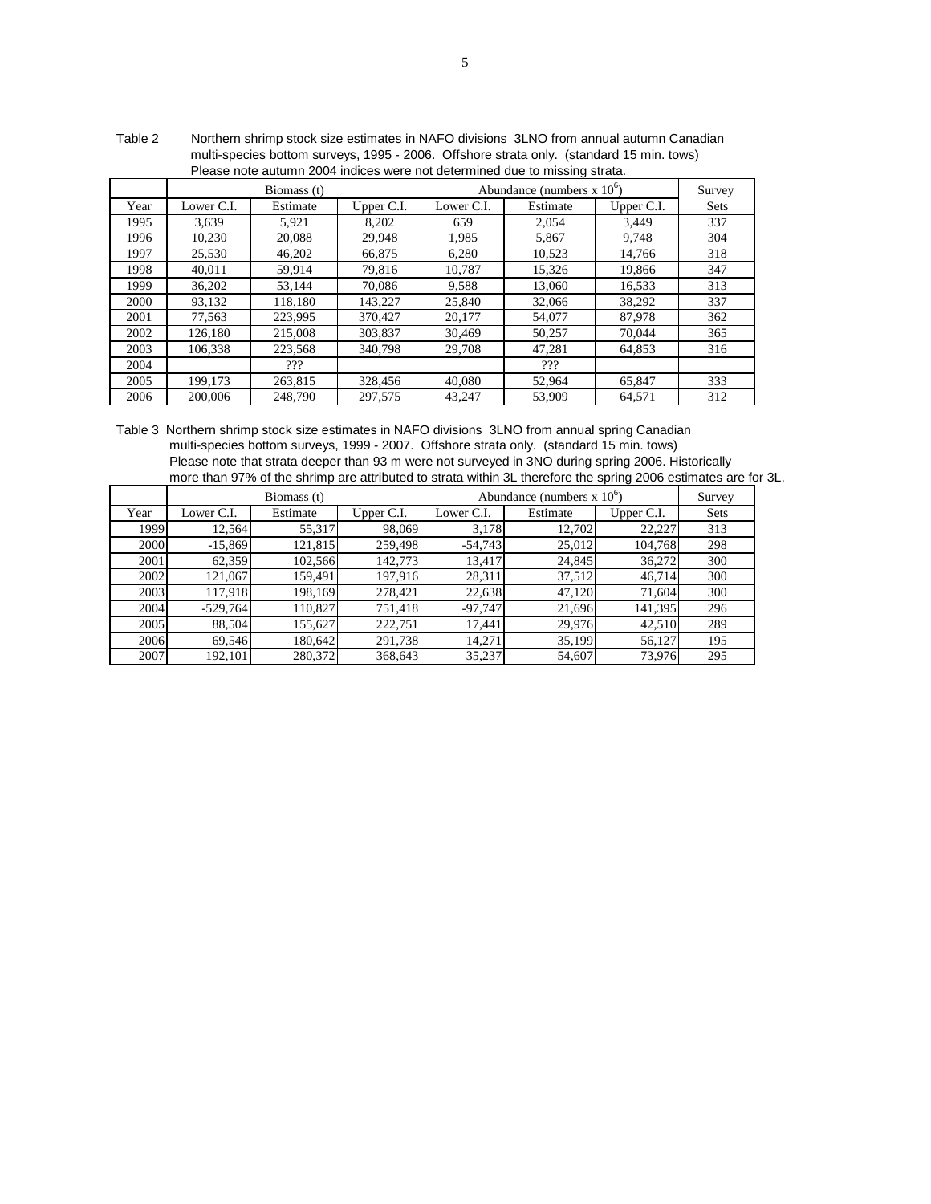Table 2 Northern shrimp stock size estimates in NAFO divisions 3LNO from annual autumn Canadian multi-species bottom surveys, 1995 - 2006. Offshore strata only. (standard 15 min. tows) Please note autumn 2004 indices were not determined due to missing strata.

| | Biomass (t) | | | Abundance (numbers x $10^6$) | | | Survey |
|---|---|---|---|---|---|---|---|
| Year | Lower C.I. | Estimate | Upper C.I. | Lower C.I. | Estimate | Upper C.I. | Sets |
| 1995 | 3,639 | 5,921 | 8,202 | 659 | 2,054 | 3,449 | 337 |
| 1996 | 10,230 | 20,088 | 29,948 | 1,985 | 5,867 | 9,748 | 304 |
| 1997 | 25,530 | 46,202 | 66,875 | 6,280 | 10,523 | 14,766 | 318 |
| 1998 | 40,011 | 59,914 | 79,816 | 10,787 | 15,326 | 19,866 | 347 |
| 1999 | 36,202 | 53,144 | 70,086 | 9,588 | 13,060 | 16,533 | 313 |
| 2000 | 93,132 | 118,180 | 143,227 | 25,840 | 32,066 | 38,292 | 337 |
| 2001 | 77,563 | 223,995 | 370,427 | 20,177 | 54,077 | 87,978 | 362 |
| 2002 | 126,180 | 215,008 | 303,837 | 30,469 | 50,257 | 70,044 | 365 |
| 2003 | 106,338 | 223,568 | 340,798 | 29,708 | 47,281 | 64,853 | 316 |
| 2004 | | ??? | | | ??? | | |
| 2005 | 199,173 | 263,815 | 328,456 | 40,080 | 52,964 | 65,847 | 333 |
| 2006 | 200,006 | 248,790 | 297,575 | 43,247 | 53,909 | 64,571 | 312 |

Table 3 Northern shrimp stock size estimates in NAFO divisions 3LNO from annual spring Canadian multi-species bottom surveys, 1999 - 2007. Offshore strata only. (standard 15 min. tows) Please note that strata deeper than 93 m were not surveyed in 3NO during spring 2006. Historically more than 97% of the shrimp are attributed to strata within 3L therefore the spring 2006 estimates are for 3L.

| | Biomass (t) | | | Abundance (numbers x $10^6$) | | | Survey |
|---|---|---|---|---|---|---|---|
| Year | Lower C.I. | Estimate | Upper C.I. | Lower C.I. | Estimate | Upper C.I. | Sets |
| 1999 | 12,564 | 55,317 | 98,069 | 3,178 | 12,702 | 22,227 | 313 |
| 2000 | -15,869 | 121,815 | 259,498 | -54,743 | 25,012 | 104,768 | 298 |
| 2001 | 62,359 | 102,566 | 142,773 | 13,417 | 24,845 | 36,272 | 300 |
| 2002 | 121,067 | 159,491 | 197,916 | 28,311 | 37,512 | 46,714 | 300 |
| 2003 | 117,918 | 198,169 | 278,421 | 22,638 | 47,120 | 71,604 | 300 |
| 2004 | -529,764 | 110,827 | 751,418 | -97,747 | 21,696 | 141,395 | 296 |
| 2005 | 88,504 | 155,627 | 222,751 | 17,441 | 29,976 | 42,510 | 289 |
| 2006 | 69,546 | 180,642 | 291,738 | 14,271 | 35,199 | 56,127 | 195 |
| 2007 | 192,101 | 280,372 | 368,643 | 35,237 | 54,607 | 73,976 | 295 |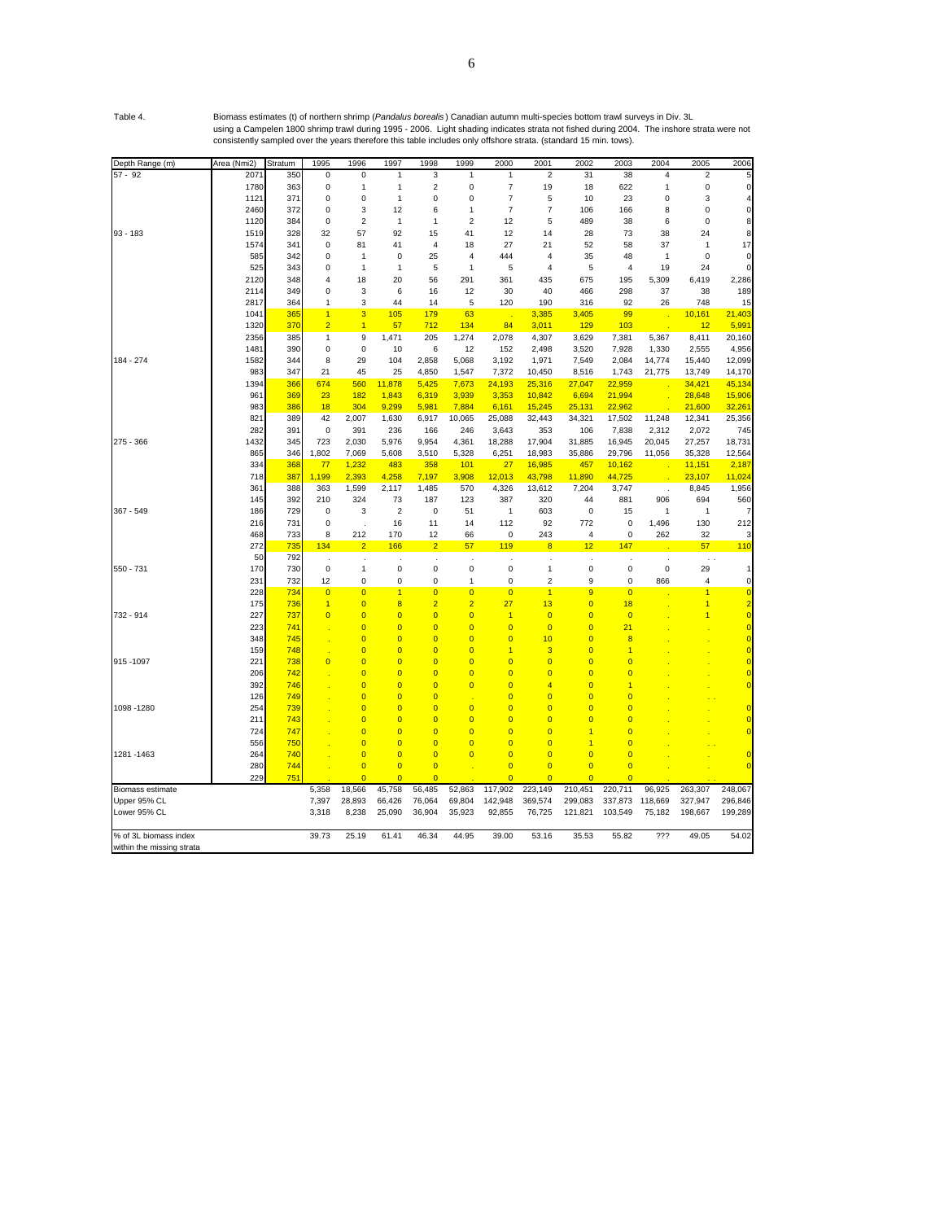Table 4. Biomass estimates (t) of northern shrimp (*Pandalus borealis*) Canadian autumn multi-species bottom trawl surveys in Div. 3L using a Campelen 1800 shrimp trawl during 1995 - 2006. Light shading indicates strata not fished during 2004. The inshore strata were not consistently sampled over the years therefore this table includes only offshore strata. (standard 15 min. tows).

| Depth Range (m) | Area (Nmi2) | Stratum | 1995 | 1996 | 1997 | 1998 | 1999 | 2000 | 2001 | 2002 | 2003 | 2004 | 2005 | 2006 |
|---|---|---|---|---|---|---|---|---|---|---|---|---|---|---|
| 57 - 92 | 2071 | 350 | 0 | 0 | 1 | 3 | 1 | 1 | 2 | 31 | 38 | 4 | 2 | 5 |
| | 1780 | 363 | 0 | 1 | 1 | 2 | 0 | 7 | 19 | 18 | 622 | 1 | 0 | 0 |
| | 1121 | 371 | 0 | 0 | 1 | 0 | 0 | 7 | 5 | 10 | 23 | 0 | 3 | 4 |
| | 2460 | 372 | 0 | 3 | 12 | 6 | 1 | 7 | 7 | 106 | 166 | 8 | 0 | 0 |
| | 1120 | 384 | 0 | 2 | 1 | 1 | 2 | 12 | 5 | 489 | 38 | 6 | 0 | 8 |
| 93 - 183 | 1519 | 328 | 32 | 57 | 92 | 15 | 41 | 12 | 14 | 28 | 73 | 38 | 24 | 8 |
| | 1574 | 341 | 0 | 81 | 41 | 4 | 18 | 27 | 21 | 52 | 58 | 37 | 1 | 17 |
| | 585 | 342 | 0 | 1 | 0 | 25 | 4 | 444 | 4 | 35 | 48 | 1 | 0 | 0 |
| | 525 | 343 | 0 | 1 | 1 | 5 | 1 | 5 | 4 | 5 | 4 | 19 | 24 | 0 |
| | 2120 | 348 | 4 | 18 | 20 | 56 | 291 | 361 | 435 | 675 | 195 | 5,309 | 6,419 | 2,286 |
| | 2114 | 349 | 0 | 3 | 6 | 16 | 12 | 30 | 40 | 466 | 298 | 37 | 38 | 189 |
| | 2817 | 364 | 1 | 3 | 44 | 14 | 5 | 120 | 190 | 316 | 92 | 26 | 748 | 15 |
| | 1041 | 365 | 1 | 3 | 105 | 179 | 63 | . | 3,385 | 3,405 | 99 | . | 10,161 | 21,403 |
| | 1320 | 370 | 2 | 1 | 57 | 712 | 134 | 84 | 3,011 | 129 | 103 | . | 12 | 5,991 |
| | 2356 | 385 | 1 | 9 | 1,471 | 205 | 1,274 | 2,078 | 4,307 | 3,629 | 7,381 | 5,367 | 8,411 | 20,160 |
| | 1481 | 390 | 0 | 0 | 10 | 6 | 12 | 152 | 2,498 | 3,520 | 7,928 | 1,330 | 2,555 | 4,956 |
| 184 - 274 | 1582 | 344 | 8 | 29 | 104 | 2,858 | 5,068 | 3,192 | 1,971 | 7,549 | 2,084 | 14,774 | 15,440 | 12,099 |
| | 983 | 347 | 21 | 45 | 25 | 4,850 | 1,547 | 7,372 | 10,450 | 8,516 | 1,743 | 21,775 | 13,749 | 14,170 |
| | 1394 | 366 | 674 | 560 | 11,878 | 5,425 | 7,673 | 24,193 | 25,316 | 27,047 | 22,959 | . | 34,421 | 45,134 |
| | 961 | 369 | 23 | 182 | 1,843 | 6,319 | 3,939 | 3,353 | 10,842 | 6,694 | 21,994 | . | 28,648 | 15,906 |
| | 983 | 386 | 18 | 304 | 9,299 | 5,981 | 7,884 | 6,161 | 15,245 | 25,131 | 22,962 | . | 21,600 | 32,261 |
| | 821 | 389 | 42 | 2,007 | 1,630 | 6,917 | 10,065 | 25,088 | 32,443 | 34,321 | 17,502 | 11,248 | 12,341 | 25,356 |
| | 282 | 391 | 0 | 391 | 236 | 166 | 246 | 3,643 | 353 | 106 | 7,838 | 2,312 | 2,072 | 745 |
| 275 - 366 | 1432 | 345 | 723 | 2,030 | 5,976 | 9,954 | 4,361 | 18,288 | 17,904 | 31,885 | 16,945 | 20,045 | 27,257 | 18,731 |
| | 865 | 346 | 1,802 | 7,069 | 5,608 | 3,510 | 5,328 | 6,251 | 18,983 | 35,886 | 29,796 | 11,056 | 35,328 | 12,564 |
| | 334 | 368 | 77 | 1,232 | 483 | 358 | 101 | 27 | 16,985 | 457 | 10,162 | . | 11,151 | 2,187 |
| | 718 | 387 | 1,199 | 2,393 | 4,258 | 7,197 | 3,908 | 12,013 | 43,798 | 11,890 | 44,725 | . | 23,107 | 11,024 |
| | 361 | 388 | 363 | 1,599 | 2,117 | 1,485 | 570 | 4,326 | 13,612 | 7,204 | 3,747 | . | 8,845 | 1,956 |
| | 145 | 392 | 210 | 324 | 73 | 187 | 123 | 387 | 320 | 44 | 881 | 906 | 694 | 560 |
| 367 - 549 | 186 | 729 | 0 | 3 | 2 | 0 | 51 | 1 | 603 | 0 | 15 | 1 | 1 | 7 |
| | 216 | 731 | 0 | . | 16 | 11 | 14 | 112 | 92 | 772 | 0 | 1,496 | 130 | 212 |
| | 468 | 733 | 8 | 212 | 170 | 12 | 66 | 0 | 243 | 4 | 0 | 262 | 32 | 3 |
| | 272 | 735 | 134 | 2 | 166 | 2 | 57 | 119 | 8 | 12 | 147 | . | 57 | 110 |
| | 50 | 792 | . | . | . | . | . | . | . | . | . | . | . . | |
| 550 - 731 | 170 | 730 | 0 | 1 | 0 | 0 | 0 | 0 | 1 | 0 | 0 | 0 | 29 | 1 |
| | 231 | 732 | 12 | 0 | 0 | 0 | 1 | 0 | 2 | 9 | 0 | 866 | 4 | 0 |
| | 228 | 734 | 0 | 0 | 1 | 0 | 0 | 0 | 1 | 9 | 0 | . | 1 | 0 |
| | 175 | 736 | 1 | 0 | 8 | 2 | 2 | 27 | 13 | 0 | 18 | . | 1 | 2 |
| 732 - 914 | 227 | 737 | 0 | 0 | 0 | 0 | 0 | 1 | 0 | 0 | 0 | . | 1 | 0 |
| | 223 | 741 | . | 0 | 0 | 0 | 0 | 0 | 0 | 0 | 21 | . | . | 0 |
| | 348 | 745 | . | 0 | 0 | 0 | 0 | 0 | 10 | 0 | 8 | . | . | 0 |
| | 159 | 748 | . | 0 | 0 | 0 | 0 | 1 | 3 | 0 | 1 | . | . | 0 |
| 915 -1097 | 221 | 738 | 0 | 0 | 0 | 0 | 0 | 0 | 0 | 0 | 0 | . | . | 0 |
| | 206 | 742 | . | 0 | 0 | 0 | 0 | 0 | 0 | 0 | 0 | . | . | 0 |
| | 392 | 746 | . | 0 | 0 | 0 | 0 | 0 | 4 | 0 | 1 | . | . | 0 |
| | 126 | 749 | . | 0 | 0 | 0 | . | 0 | 0 | 0 | 0 | . | . . | |
| 1098 -1280 | 254 | 739 | . | 0 | 0 | 0 | 0 | 0 | 0 | 0 | 0 | . | . | 0 |
| | 211 | 743 | . | 0 | 0 | 0 | 0 | 0 | 0 | 0 | 0 | . | . | 0 |
| | 724 | 747 | . | 0 | 0 | 0 | 0 | 0 | 0 | 1 | 0 | . | . | 0 |
| | 556 | 750 | . | 0 | 0 | 0 | 0 | 0 | 0 | 1 | 0 | . | . . | |
| 1281 -1463 | 264 | 740 | . | 0 | 0 | 0 | 0 | 0 | 0 | 0 | 0 | . | . | 0 |
| | 280 | 744 | . | 0 | 0 | 0 | . | 0 | 0 | 0 | 0 | . | . | 0 |
| | 229 | 751 | . | 0 | 0 | 0 | | 0 | 0 | 0 | 0 | . | . . | |
| Biomass estimate | | | 5,358 | 18,566 | 45,758 | 56,485 | 52,863 | 117,902 | 223,149 | 210,451 | 220,711 | 96,925 | 263,307 | 248,067 |
| Upper 95% CL | | | 7,397 | 28,893 | 66,426 | 76,064 | 69,804 | 142,948 | 369,574 | 299,083 | 337,873 | 118,669 | 327,947 | 296,846 |
| Lower 95% CL | | | 3,318 | 8,238 | 25,090 | 36,904 | 35,923 | 92,855 | 76,725 | 121,821 | 103,549 | 75,182 | 198,667 | 199,289 |
| % of 3L biomass index within the missing strata | | | 39.73 | 25.19 | 61.41 | 46.34 | 44.95 | 39.00 | 53.16 | 35.53 | 55.82 | ??? | 49.05 | 54.02 |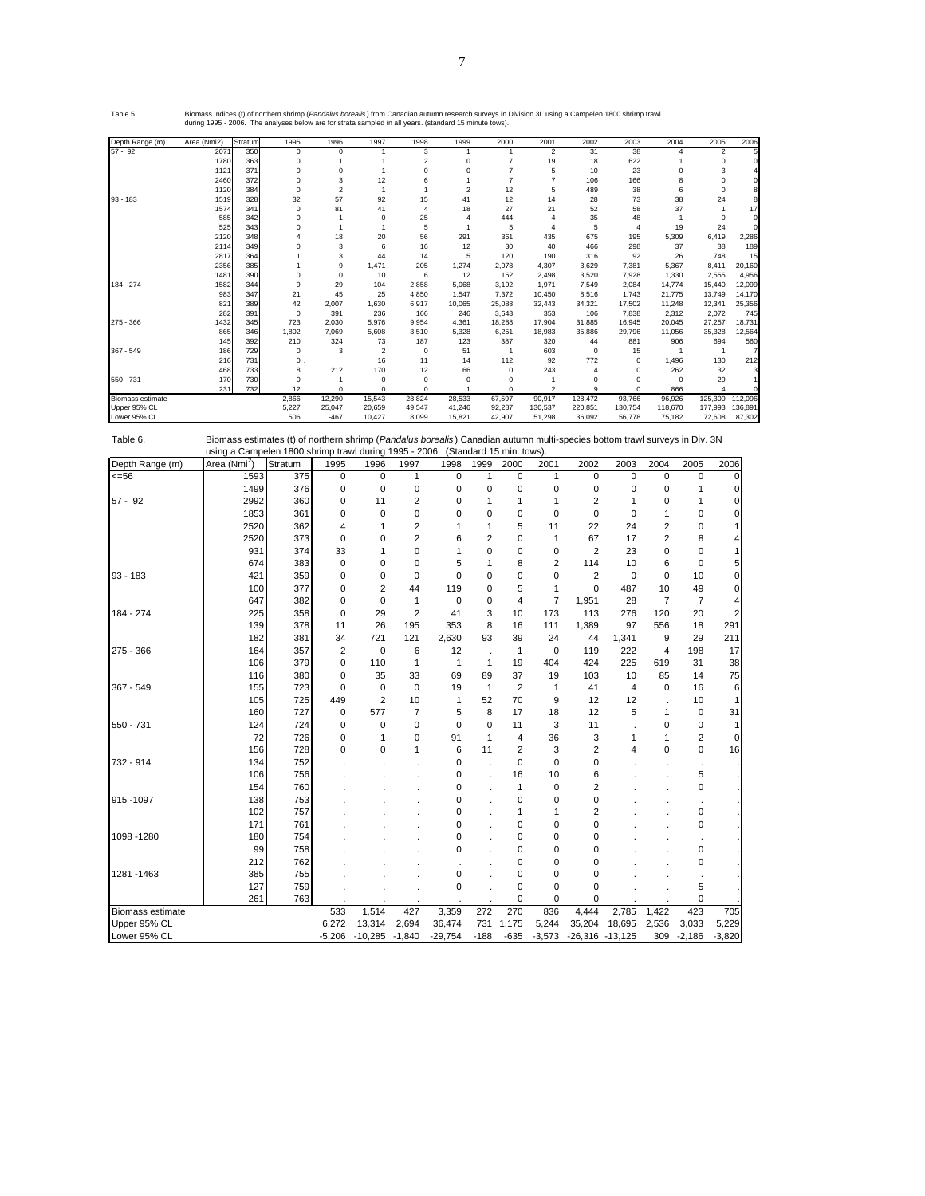Table 5. Biomass indices (t) of northern shrimp (*Pandalus borealis*) from Canadian autumn research surveys in Division 3L using a Campelen 1800 shrimp trawl during 1995 - 2006. The analyses below are for strata sampled in all years. (standard 15 minute tows).

| Depth Range (m) | Area (Nmi2) | Stratum | 1995 | 1996 | 1997 | 1998 | 1999 | 2000 | 2001 | 2002 | 2003 | 2004 | 2005 | 2006 |
|---|---|---|---|---|---|---|---|---|---|---|---|---|---|---|
| 57 - 92 | 2071 | 350 | 0 | 0 | 1 | 3 | 1 | 1 | 2 | 31 | 38 | 4 | 2 | 5 |
| | 1780 | 363 | 0 | 1 | 1 | 2 | 0 | 7 | 19 | 18 | 622 | 1 | 0 | 0 |
| | 1121 | 371 | 0 | 0 | 1 | 0 | 0 | 7 | 5 | 10 | 23 | 0 | 3 | 4 |
| | 2460 | 372 | 0 | 3 | 12 | 6 | 1 | 7 | 7 | 106 | 166 | 8 | 0 | 0 |
| | 1120 | 384 | 0 | 2 | 1 | 1 | 2 | 12 | 5 | 489 | 38 | 6 | 0 | 8 |
| 93 - 183 | 1519 | 328 | 32 | 57 | 92 | 15 | 41 | 12 | 14 | 28 | 73 | 38 | 24 | 8 |
| | 1574 | 341 | 0 | 81 | 41 | 4 | 18 | 27 | 21 | 52 | 58 | 37 | 1 | 17 |
| | 585 | 342 | 0 | 1 | 0 | 25 | 4 | 444 | 4 | 35 | 48 | 1 | 0 | 0 |
| | 525 | 343 | 0 | 1 | 1 | 5 | 1 | 5 | 4 | 5 | 4 | 19 | 24 | 0 |
| | 2120 | 348 | 4 | 18 | 20 | 56 | 291 | 361 | 435 | 675 | 195 | 5,309 | 6,419 | 2,286 |
| | 2114 | 349 | 0 | 3 | 6 | 16 | 12 | 30 | 40 | 466 | 298 | 37 | 38 | 189 |
| | 2817 | 364 | 1 | 3 | 44 | 14 | 5 | 120 | 190 | 316 | 92 | 26 | 748 | 15 |
| | 2356 | 385 | 1 | 9 | 1,471 | 205 | 1,274 | 2,078 | 4,307 | 3,629 | 7,381 | 5,367 | 8,411 | 20,160 |
| | 1481 | 390 | 0 | 0 | 10 | 6 | 12 | 152 | 2,498 | 3,520 | 7,928 | 1,330 | 2,555 | 4,956 |
| 184 - 274 | 1582 | 344 | 9 | 29 | 104 | 2,858 | 5,068 | 3,192 | 1,971 | 7,549 | 2,084 | 14,774 | 15,440 | 12,099 |
| | 983 | 347 | 21 | 45 | 25 | 4,850 | 1,547 | 7,372 | 10,450 | 8,516 | 1,743 | 21,775 | 13,749 | 14,170 |
| | 821 | 389 | 42 | 2,007 | 1,630 | 6,917 | 10,065 | 25,088 | 32,443 | 34,321 | 17,502 | 11,248 | 12,341 | 25,356 |
| | 282 | 391 | 0 | 391 | 236 | 166 | 246 | 3,643 | 353 | 106 | 7,838 | 2,312 | 2,072 | 745 |
| 275 - 366 | 1432 | 345 | 723 | 2,030 | 5,976 | 9,954 | 4,361 | 18,288 | 17,904 | 31,885 | 16,945 | 20,045 | 27,257 | 18,731 |
| | 865 | 346 | 1,802 | 7,069 | 5,608 | 3,510 | 5,328 | 6,251 | 18,983 | 35,886 | 29,796 | 11,056 | 35,328 | 12,564 |
| | 145 | 392 | 210 | 324 | 73 | 187 | 123 | 387 | 320 | 44 | 881 | 906 | 694 | 560 |
| 367 - 549 | 186 | 729 | 0 | 3 | 2 | 0 | 51 | 1 | 603 | 0 | 15 | 1 | 1 | 7 |
| | 216 | 731 | 0 | . | 16 | 11 | 14 | 112 | 92 | 772 | 0 | 1,496 | 130 | 212 |
| | 468 | 733 | 8 | 212 | 170 | 12 | 66 | 0 | 243 | 4 | 0 | 262 | 32 | 3 |
| 550 - 731 | 170 | 730 | 0 | 1 | 0 | 0 | 0 | 0 | 1 | 0 | 0 | 0 | 29 | 1 |
| | 231 | 732 | 12 | 0 | 0 | 0 | 1 | 0 | 2 | 9 | 0 | 866 | 4 | 0 |
| Biomass estimate | | | 2,866 | 12,290 | 15,543 | 28,824 | 28,533 | 67,597 | 90,917 | 128,472 | 93,766 | 96,926 | 125,300 | 112,096 |
| Upper 95% CL | | | 5,227 | 25,047 | 20,659 | 49,547 | 41,246 | 92,287 | 130,537 | 220,851 | 130,754 | 118,670 | 177,993 | 136,891 |
| Lower 95% CL | | | 506 | -467 | 10,427 | 8,099 | 15,821 | 42,907 | 51,298 | 36,092 | 56,778 | 75,182 | 72,608 | 87,302 |

Table 6. Biomass estimates (t) of northern shrimp (*Pandalus borealis*) Canadian autumn multi-species bottom trawl surveys in Div. 3N using a Campelen 1800 shrimp trawl during 1995 - 2006. (Standard 15 min. tows).

| Depth Range (m) | Area (Nmi$^2$) | Stratum | 1995 | 1996 | 1997 | 1998 | 1999 | 2000 | 2001 | 2002 | 2003 | 2004 | 2005 | 2006 |
|---|---|---|---|---|---|---|---|---|---|---|---|---|---|---|
| <=56 | 1593 | 375 | 0 | 0 | 1 | 0 | 1 | 0 | 1 | 0 | 0 | 0 | 0 | 0 |
| | 1499 | 376 | 0 | 0 | 0 | 0 | 0 | 0 | 0 | 0 | 0 | 0 | 1 | 0 |
| 57 - 92 | 2992 | 360 | 0 | 11 | 2 | 0 | 1 | 1 | 1 | 2 | 1 | 0 | 1 | 0 |
| | 1853 | 361 | 0 | 0 | 0 | 0 | 0 | 0 | 0 | 0 | 0 | 1 | 0 | 0 |
| | 2520 | 362 | 4 | 1 | 2 | 1 | 1 | 5 | 11 | 22 | 24 | 2 | 0 | 1 |
| | 2520 | 373 | 0 | 0 | 2 | 6 | 2 | 0 | 1 | 67 | 17 | 2 | 8 | 4 |
| | 931 | 374 | 33 | 1 | 0 | 1 | 0 | 0 | 0 | 2 | 23 | 0 | 0 | 1 |
| | 674 | 383 | 0 | 0 | 0 | 5 | 1 | 8 | 2 | 114 | 10 | 6 | 0 | 5 |
| 93 - 183 | 421 | 359 | 0 | 0 | 0 | 0 | 0 | 0 | 0 | 2 | 0 | 0 | 10 | 0 |
| | 100 | 377 | 0 | 2 | 44 | 119 | 0 | 5 | 1 | 0 | 487 | 10 | 49 | 0 |
| | 647 | 382 | 0 | 0 | 1 | 0 | 0 | 4 | 7 | 1,951 | 28 | 7 | 7 | 4 |
| 184 - 274 | 225 | 358 | 0 | 29 | 2 | 41 | 3 | 10 | 173 | 113 | 276 | 120 | 20 | 2 |
| | 139 | 378 | 11 | 26 | 195 | 353 | 8 | 16 | 111 | 1,389 | 97 | 556 | 18 | 291 |
| | 182 | 381 | 34 | 721 | 121 | 2,630 | 93 | 39 | 24 | 44 | 1,341 | 9 | 29 | 211 |
| 275 - 366 | 164 | 357 | 2 | 0 | 6 | 12 | . | 1 | 0 | 119 | 222 | 4 | 198 | 17 |
| | 106 | 379 | 0 | 110 | 1 | 1 | 1 | 19 | 404 | 424 | 225 | 619 | 31 | 38 |
| | 116 | 380 | 0 | 35 | 33 | 69 | 89 | 37 | 19 | 103 | 10 | 85 | 14 | 75 |
| 367 - 549 | 155 | 723 | 0 | 0 | 0 | 19 | 1 | 2 | 1 | 41 | 4 | 0 | 16 | 6 |
| | 105 | 725 | 449 | 2 | 10 | 1 | 52 | 70 | 9 | 12 | 12 | . | 10 | 1 |
| | 160 | 727 | 0 | 577 | 7 | 5 | 8 | 17 | 18 | 12 | 5 | 1 | 0 | 31 |
| 550 - 731 | 124 | 724 | 0 | 0 | 0 | 0 | 0 | 11 | 3 | 11 | . | 0 | 0 | 1 |
| | 72 | 726 | 0 | 1 | 0 | 91 | 1 | 4 | 36 | 3 | 1 | 1 | 2 | 0 |
| | 156 | 728 | 0 | 0 | 1 | 6 | 11 | 2 | 3 | 2 | 4 | 0 | 0 | 16 |
| 732 - 914 | 134 | 752 | . | . | . | 0 | . | 0 | 0 | 0 | . | . | . | . |
| | 106 | 756 | . | . | . | 0 | . | 16 | 10 | 6 | . | . | 5 | . |
| | 154 | 760 | . | . | . | 0 | . | 1 | 0 | 2 | . | . | 0 | . |
| 915 -1097 | 138 | 753 | . | . | . | 0 | . | 0 | 0 | 0 | . | . | . | . |
| | 102 | 757 | . | . | . | 0 | . | 1 | 1 | 2 | . | . | 0 | . |
| | 171 | 761 | . | . | . | 0 | . | 0 | 0 | 0 | . | . | 0 | . |
| 1098 -1280 | 180 | 754 | . | . | . | 0 | . | 0 | 0 | 0 | . | . | . | . |
| | 99 | 758 | . | . | . | 0 | . | 0 | 0 | 0 | . | . | 0 | . |
| | 212 | 762 | . | . | . | . | . | 0 | 0 | 0 | . | . | 0 | . |
| 1281 -1463 | 385 | 755 | . | . | . | 0 | . | 0 | 0 | 0 | . | . | . | . |
| | 127 | 759 | . | . | . | 0 | . | 0 | 0 | 0 | . | . | 5 | . |
| | 261 | 763 | . | . | . | . | . | 0 | 0 | 0 | . | . | 0 | . |
| Biomass estimate | | | 533 | 1,514 | 427 | 3,359 | 272 | 270 | 836 | 4,444 | 2,785 | 1,422 | 423 | 705 |
| Upper 95% CL | | | 6,272 | 13,314 | 2,694 | 36,474 | 731 | 1,175 | 5,244 | 35,204 | 18,695 | 2,536 | 3,033 | 5,229 |
| Lower 95% CL | | | -5,206 | -10,285 | -1,840 | -29,754 | -188 | -635 | -3,573 | -26,316 | -13,125 | 309 | -2,186 | -3,820 |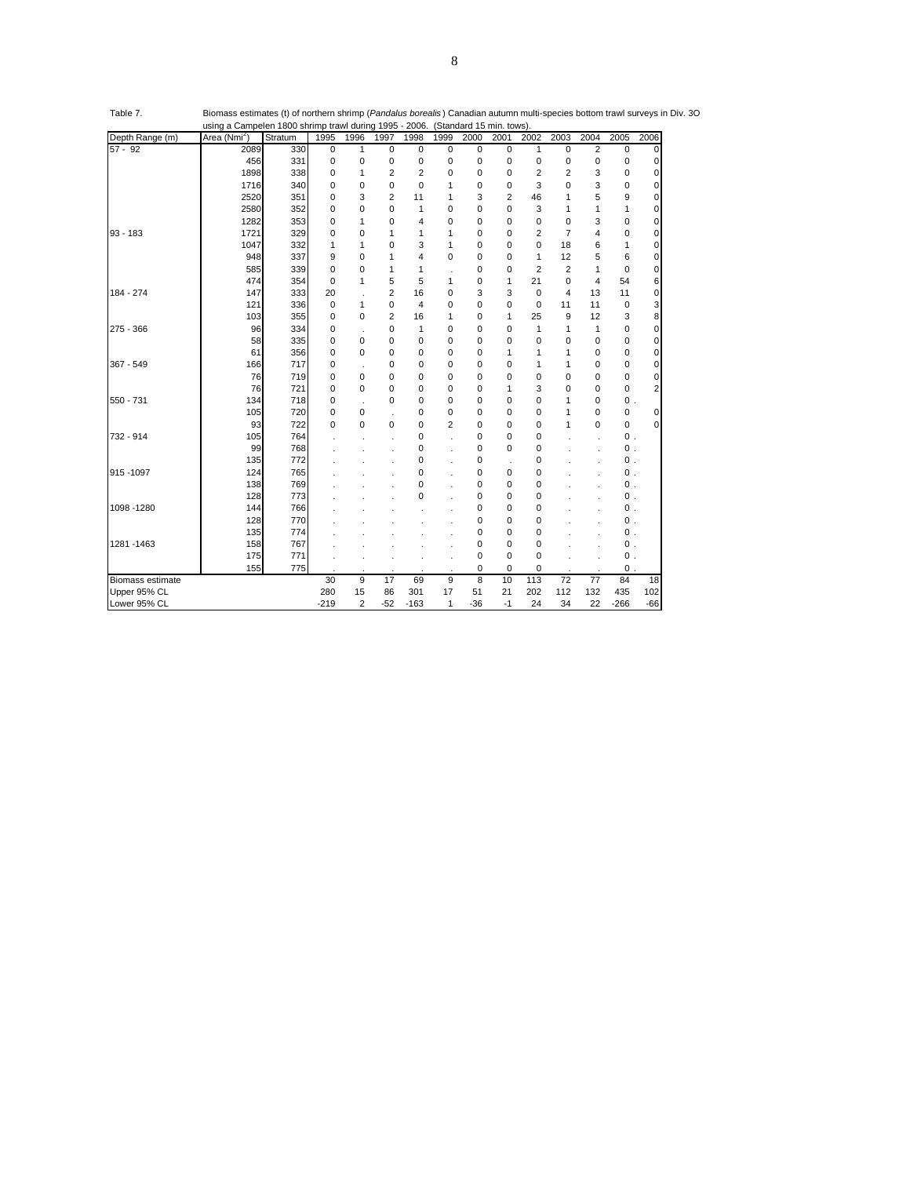Table 7. Biomass estimates (t) of northern shrimp (*Pandalus borealis*) Canadian autumn multi-species bottom trawl surveys in Div. 3O using a Campelen 1800 shrimp trawl during 1995 - 2006. (Standard 15 min. tows).

| Depth Range (m) | Area (Nmi$^2$) | Stratum | 1995 | 1996 | 1997 | 1998 | 1999 | 2000 | 2001 | 2002 | 2003 | 2004 | 2005 | 2006 |
|---|---|---|---|---|---|---|---|---|---|---|---|---|---|---|
| 57 - 92 | 2089 | 330 | 0 | 1 | 0 | 0 | 0 | 0 | 0 | 1 | 0 | 2 | 0 | 0 |
| | 456 | 331 | 0 | 0 | 0 | 0 | 0 | 0 | 0 | 0 | 0 | 0 | 0 | 0 |
| | 1898 | 338 | 0 | 1 | 2 | 2 | 0 | 0 | 0 | 2 | 2 | 3 | 0 | 0 |
| | 1716 | 340 | 0 | 0 | 0 | 0 | 1 | 0 | 0 | 3 | 0 | 3 | 0 | 0 |
| | 2520 | 351 | 0 | 3 | 2 | 11 | 1 | 3 | 2 | 46 | 1 | 5 | 9 | 0 |
| | 2580 | 352 | 0 | 0 | 0 | 1 | 0 | 0 | 0 | 3 | 1 | 1 | 1 | 0 |
| | 1282 | 353 | 0 | 1 | 0 | 4 | 0 | 0 | 0 | 0 | 0 | 3 | 0 | 0 |
| 93 - 183 | 1721 | 329 | 0 | 0 | 1 | 1 | 1 | 0 | 0 | 2 | 7 | 4 | 0 | 0 |
| | 1047 | 332 | 1 | 1 | 0 | 3 | 1 | 0 | 0 | 0 | 18 | 6 | 1 | 0 |
| | 948 | 337 | 9 | 0 | 1 | 4 | 0 | 0 | 0 | 1 | 12 | 5 | 6 | 0 |
| | 585 | 339 | 0 | 0 | 1 | 1 | . | 0 | 0 | 2 | 2 | 1 | 0 | 0 |
| | 474 | 354 | 0 | 1 | 5 | 5 | 1 | 0 | 1 | 21 | 0 | 4 | 54 | 6 |
| 184 - 274 | 147 | 333 | 20 | . | 2 | 16 | 0 | 3 | 3 | 0 | 4 | 13 | 11 | 0 |
| | 121 | 336 | 0 | 1 | 0 | 4 | 0 | 0 | 0 | 0 | 11 | 11 | 0 | 3 |
| | 103 | 355 | 0 | 0 | 2 | 16 | 1 | 0 | 1 | 25 | 9 | 12 | 3 | 8 |
| 275 - 366 | 96 | 334 | 0 | . | 0 | 1 | 0 | 0 | 0 | 1 | 1 | 1 | 0 | 0 |
| | 58 | 335 | 0 | 0 | 0 | 0 | 0 | 0 | 0 | 0 | 0 | 0 | 0 | 0 |
| | 61 | 356 | 0 | 0 | 0 | 0 | 0 | 0 | 1 | 1 | 1 | 0 | 0 | 0 |
| 367 - 549 | 166 | 717 | 0 | . | 0 | 0 | 0 | 0 | 0 | 1 | 1 | 0 | 0 | 0 |
| | 76 | 719 | 0 | 0 | 0 | 0 | 0 | 0 | 0 | 0 | 0 | 0 | 0 | 0 |
| | 76 | 721 | 0 | 0 | 0 | 0 | 0 | 0 | 1 | 3 | 0 | 0 | 0 | 2 |
| 550 - 731 | 134 | 718 | 0 | . | 0 | 0 | 0 | 0 | 0 | 0 | 1 | 0 | 0 | . |
| | 105 | 720 | 0 | 0 | . | 0 | 0 | 0 | 0 | 0 | 1 | 0 | 0 | 0 |
| | 93 | 722 | 0 | 0 | 0 | 0 | 2 | 0 | 0 | 0 | 1 | 0 | 0 | 0 |
| 732 - 914 | 105 | 764 | . | . | . | 0 | . | 0 | 0 | 0 | . | . | 0 | . |
| | 99 | 768 | . | . | . | 0 | . | 0 | 0 | 0 | . | . | 0 | . |
| | 135 | 772 | . | . | . | 0 | . | 0 | . | 0 | . | . | 0 | . |
| 915 -1097 | 124 | 765 | . | . | . | 0 | . | 0 | 0 | 0 | . | . | 0 | . |
| | 138 | 769 | . | . | . | 0 | . | 0 | 0 | 0 | . | . | 0 | . |
| | 128 | 773 | . | . | . | 0 | . | 0 | 0 | 0 | . | . | 0 | . |
| 1098 -1280 | 144 | 766 | . | . | . | . | . | 0 | 0 | 0 | . | . | 0 | . |
| | 128 | 770 | . | . | . | . | . | 0 | 0 | 0 | . | . | 0 | . |
| | 135 | 774 | . | . | . | . | . | 0 | 0 | 0 | . | . | 0 | . |
| 1281 -1463 | 158 | 767 | . | . | . | . | . | 0 | 0 | 0 | . | . | 0 | . |
| | 175 | 771 | . | . | . | . | . | 0 | 0 | 0 | . | . | 0 | . |
| | 155 | 775 | . | . | . | . | . | 0 | 0 | 0 | . | . | 0 | . |
| Biomass estimate | | | 30 | 9 | 17 | 69 | 9 | 8 | 10 | 113 | 72 | 77 | 84 | 18 |
| Upper 95% CL | | | 280 | 15 | 86 | 301 | 17 | 51 | 21 | 202 | 112 | 132 | 435 | 102 |
| Lower 95% CL | | | -219 | 2 | -52 | -163 | 1 | -36 | -1 | 24 | 34 | 22 | -266 | -66 |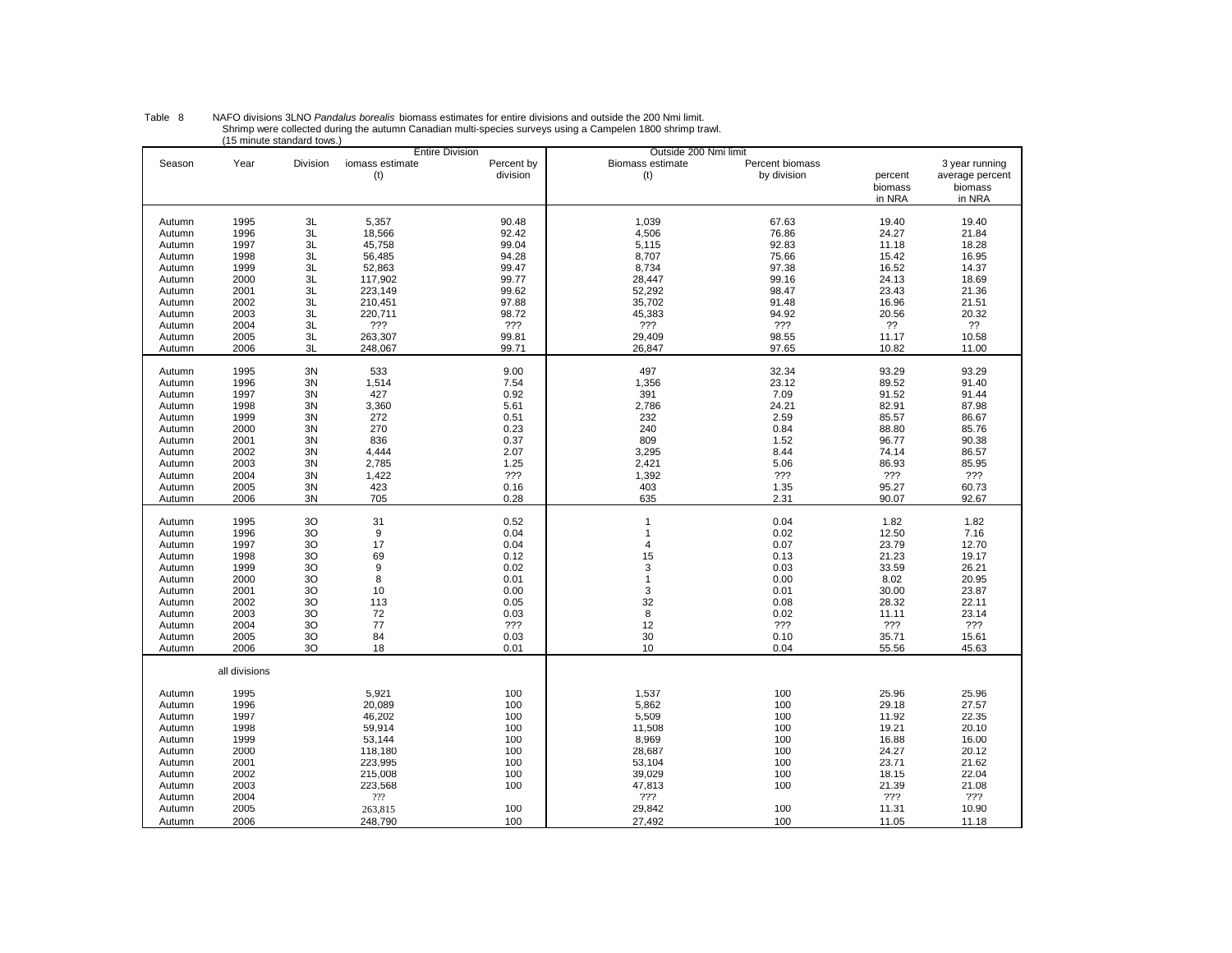Table 8 NAFO divisions 3LNO *Pandalus borealis* biomass estimates for entire divisions and outside the 200 Nmi limit.
Shrimp were collected during the autumn Canadian multi-species surveys using a Campelen 1800 shrimp trawl.
(15 minute standard tows.)

| | | | Entire Division | | Outside 200 Nmi limit | | | |
|---|---|---|---|---|---|---|---|---|
| Season | Year | Division | iomass estimate (t) | Percent by division | Biomass estimate (t) | Percent biomass by division | percent biomass in NRA | 3 year running average percent biomass in NRA |
| Autumn | 1995 | 3L | 5,357 | 90.48 | 1,039 | 67.63 | 19.40 | 19.40 |
| Autumn | 1996 | 3L | 18,566 | 92.42 | 4,506 | 76.86 | 24.27 | 21.84 |
| Autumn | 1997 | 3L | 45,758 | 99.04 | 5,115 | 92.83 | 11.18 | 18.28 |
| Autumn | 1998 | 3L | 56,485 | 94.28 | 8,707 | 75.66 | 15.42 | 16.95 |
| Autumn | 1999 | 3L | 52,863 | 99.47 | 8,734 | 97.38 | 16.52 | 14.37 |
| Autumn | 2000 | 3L | 117,902 | 99.77 | 28,447 | 99.16 | 24.13 | 18.69 |
| Autumn | 2001 | 3L | 223,149 | 99.62 | 52,292 | 98.47 | 23.43 | 21.36 |
| Autumn | 2002 | 3L | 210,451 | 97.88 | 35,702 | 91.48 | 16.96 | 21.51 |
| Autumn | 2003 | 3L | 220,711 | 98.72 | 45,383 | 94.92 | 20.56 | 20.32 |
| Autumn | 2004 | 3L | ??? | ??? | ??? | ??? | ?? | ?? |
| Autumn | 2005 | 3L | 263,307 | 99.81 | 29,409 | 98.55 | 11.17 | 10.58 |
| Autumn | 2006 | 3L | 248,067 | 99.71 | 26,847 | 97.65 | 10.82 | 11.00 |
| Autumn | 1995 | 3N | 533 | 9.00 | 497 | 32.34 | 93.29 | 93.29 |
| Autumn | 1996 | 3N | 1,514 | 7.54 | 1,356 | 23.12 | 89.52 | 91.40 |
| Autumn | 1997 | 3N | 427 | 0.92 | 391 | 7.09 | 91.52 | 91.44 |
| Autumn | 1998 | 3N | 3,360 | 5.61 | 2,786 | 24.21 | 82.91 | 87.98 |
| Autumn | 1999 | 3N | 272 | 0.51 | 232 | 2.59 | 85.57 | 86.67 |
| Autumn | 2000 | 3N | 270 | 0.23 | 240 | 0.84 | 88.80 | 85.76 |
| Autumn | 2001 | 3N | 836 | 0.37 | 809 | 1.52 | 96.77 | 90.38 |
| Autumn | 2002 | 3N | 4,444 | 2.07 | 3,295 | 8.44 | 74.14 | 86.57 |
| Autumn | 2003 | 3N | 2,785 | 1.25 | 2,421 | 5.06 | 86.93 | 85.95 |
| Autumn | 2004 | 3N | 1,422 | ??? | 1,392 | ??? | ??? | ??? |
| Autumn | 2005 | 3N | 423 | 0.16 | 403 | 1.35 | 95.27 | 60.73 |
| Autumn | 2006 | 3N | 705 | 0.28 | 635 | 2.31 | 90.07 | 92.67 |
| Autumn | 1995 | 3O | 31 | 0.52 | 1 | 0.04 | 1.82 | 1.82 |
| Autumn | 1996 | 3O | 9 | 0.04 | 1 | 0.02 | 12.50 | 7.16 |
| Autumn | 1997 | 3O | 17 | 0.04 | 4 | 0.07 | 23.79 | 12.70 |
| Autumn | 1998 | 3O | 69 | 0.12 | 15 | 0.13 | 21.23 | 19.17 |
| Autumn | 1999 | 3O | 9 | 0.02 | 3 | 0.03 | 33.59 | 26.21 |
| Autumn | 2000 | 3O | 8 | 0.01 | 1 | 0.00 | 8.02 | 20.95 |
| Autumn | 2001 | 3O | 10 | 0.00 | 3 | 0.01 | 30.00 | 23.87 |
| Autumn | 2002 | 3O | 113 | 0.05 | 32 | 0.08 | 28.32 | 22.11 |
| Autumn | 2003 | 3O | 72 | 0.03 | 8 | 0.02 | 11.11 | 23.14 |
| Autumn | 2004 | 3O | 77 | ??? | 12 | ??? | ??? | ??? |
| Autumn | 2005 | 3O | 84 | 0.03 | 30 | 0.10 | 35.71 | 15.61 |
| Autumn | 2006 | 3O | 18 | 0.01 | 10 | 0.04 | 55.56 | 45.63 |
| | all divisions | | | | | | | |
| Autumn | 1995 | | 5,921 | 100 | 1,537 | 100 | 25.96 | 25.96 |
| Autumn | 1996 | | 20,089 | 100 | 5,862 | 100 | 29.18 | 27.57 |
| Autumn | 1997 | | 46,202 | 100 | 5,509 | 100 | 11.92 | 22.35 |
| Autumn | 1998 | | 59,914 | 100 | 11,508 | 100 | 19.21 | 20.10 |
| Autumn | 1999 | | 53,144 | 100 | 8,969 | 100 | 16.88 | 16.00 |
| Autumn | 2000 | | 118,180 | 100 | 28,687 | 100 | 24.27 | 20.12 |
| Autumn | 2001 | | 223,995 | 100 | 53,104 | 100 | 23.71 | 21.62 |
| Autumn | 2002 | | 215,008 | 100 | 39,029 | 100 | 18.15 | 22.04 |
| Autumn | 2003 | | 223,568 | 100 | 47,813 | 100 | 21.39 | 21.08 |
| Autumn | 2004 | | ??? | | ??? | | ??? | ??? |
| Autumn | 2005 | | 263,815 | 100 | 29,842 | 100 | 11.31 | 10.90 |
| Autumn | 2006 | | 248,790 | 100 | 27,492 | 100 | 11.05 | 11.18 |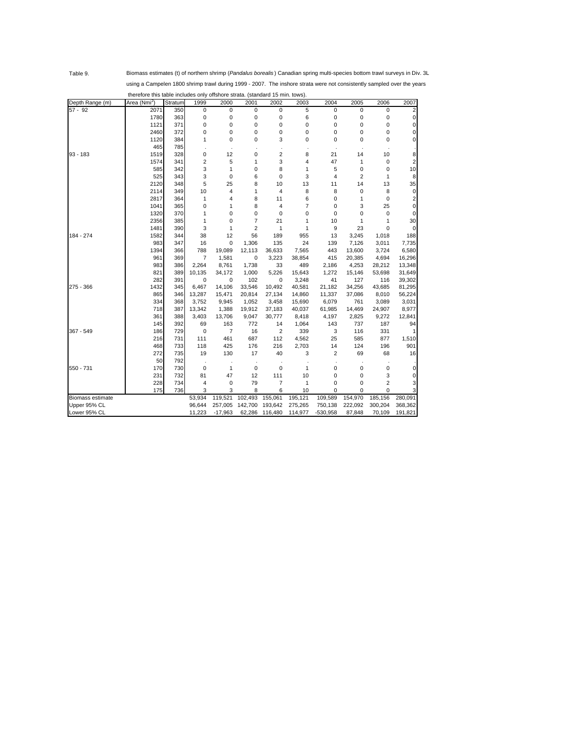Table 9. Biomass estimates (t) of northern shrimp (*Pandalus borealis*) Canadian spring multi-species bottom trawl surveys in Div. 3L using a Campelen 1800 shrimp trawl during 1999 - 2007. The inshore strata were not consistently sampled over the years therefore this table includes only offshore strata. (standard 15 min. tows).

| Depth Range (m) | Area ($Nmi^2$) | Stratum | 1999 | 2000 | 2001 | 2002 | 2003 | 2004 | 2005 | 2006 | 2007 |
|---|---|---|---|---|---|---|---|---|---|---|---|
| 57 - 92 | 2071 | 350 | 0 | 0 | 0 | 0 | 5 | 0 | 0 | 0 | 2 |
| | 1780 | 363 | 0 | 0 | 0 | 0 | 6 | 0 | 0 | 0 | 0 |
| | 1121 | 371 | 0 | 0 | 0 | 0 | 0 | 0 | 0 | 0 | 0 |
| | 2460 | 372 | 0 | 0 | 0 | 0 | 0 | 0 | 0 | 0 | 0 |
| | 1120 | 384 | 1 | 0 | 0 | 3 | 0 | 0 | 0 | 0 | 0 |
| | 465 | 785 | . | . | . | . | . | . | . | . | . |
| 93 - 183 | 1519 | 328 | 0 | 12 | 0 | 2 | 8 | 21 | 14 | 10 | 8 |
| | 1574 | 341 | 2 | 5 | 1 | 3 | 4 | 47 | 1 | 0 | 2 |
| | 585 | 342 | 3 | 1 | 0 | 8 | 1 | 5 | 0 | 0 | 10 |
| | 525 | 343 | 3 | 0 | 6 | 0 | 3 | 4 | 2 | 1 | 8 |
| | 2120 | 348 | 5 | 25 | 8 | 10 | 13 | 11 | 14 | 13 | 35 |
| | 2114 | 349 | 10 | 4 | 1 | 4 | 8 | 8 | 0 | 8 | 0 |
| | 2817 | 364 | 1 | 4 | 8 | 11 | 6 | 0 | 1 | 0 | 2 |
| | 1041 | 365 | 0 | 1 | 8 | 4 | 7 | 0 | 3 | 25 | 0 |
| | 1320 | 370 | 1 | 0 | 0 | 0 | 0 | 0 | 0 | 0 | 0 |
| | 2356 | 385 | 1 | 0 | 7 | 21 | 1 | 10 | 1 | 1 | 30 |
| | 1481 | 390 | 3 | 1 | 2 | 1 | 1 | 9 | 23 | 0 | 0 |
| 184 - 274 | 1582 | 344 | 38 | 12 | 56 | 189 | 955 | 13 | 3,245 | 1,018 | 188 |
| | 983 | 347 | 16 | 0 | 1,306 | 135 | 24 | 139 | 7,126 | 3,011 | 7,735 |
| | 1394 | 366 | 788 | 19,089 | 12,113 | 36,633 | 7,565 | 443 | 13,600 | 3,724 | 6,580 |
| | 961 | 369 | 7 | 1,581 | 0 | 3,223 | 38,854 | 415 | 20,385 | 4,694 | 16,296 |
| | 983 | 386 | 2,264 | 8,761 | 1,738 | 33 | 489 | 2,186 | 4,253 | 28,212 | 13,348 |
| | 821 | 389 | 10,135 | 34,172 | 1,000 | 5,226 | 15,643 | 1,272 | 15,146 | 53,698 | 31,649 |
| | 282 | 391 | 0 | 0 | 102 | 0 | 3,248 | 41 | 127 | 116 | 39,302 |
| 275 - 366 | 1432 | 345 | 6,467 | 14,106 | 33,546 | 10,492 | 40,581 | 21,182 | 34,256 | 43,685 | 81,295 |
| | 865 | 346 | 13,287 | 15,471 | 20,814 | 27,134 | 14,860 | 11,337 | 37,086 | 8,010 | 56,224 |
| | 334 | 368 | 3,752 | 9,945 | 1,052 | 3,458 | 15,690 | 6,079 | 761 | 3,089 | 3,031 |
| | 718 | 387 | 13,342 | 1,388 | 19,912 | 37,183 | 40,037 | 61,985 | 14,469 | 24,907 | 8,977 |
| | 361 | 388 | 3,403 | 13,706 | 9,047 | 30,777 | 8,418 | 4,197 | 2,825 | 9,272 | 12,841 |
| | 145 | 392 | 69 | 163 | 772 | 14 | 1,064 | 143 | 737 | 187 | 94 |
| 367 - 549 | 186 | 729 | 0 | 7 | 16 | 2 | 339 | 3 | 116 | 331 | 1 |
| | 216 | 731 | 111 | 461 | 687 | 112 | 4,562 | 25 | 585 | 877 | 1,510 |
| | 468 | 733 | 118 | 425 | 176 | 216 | 2,703 | 14 | 124 | 196 | 901 |
| | 272 | 735 | 19 | 130 | 17 | 40 | 3 | 2 | 69 | 68 | 16 |
| | 50 | 792 | . | . | . | . | . | . | . | . | . |
| 550 - 731 | 170 | 730 | 0 | 1 | 0 | 0 | 1 | 0 | 0 | 0 | 0 |
| | 231 | 732 | 81 | 47 | 12 | 111 | 10 | 0 | 0 | 3 | 0 |
| | 228 | 734 | 4 | 0 | 79 | 7 | 1 | 0 | 0 | 2 | 3 |
| | 175 | 736 | 3 | 3 | 8 | 6 | 10 | 0 | 0 | 0 | 3 |
| Biomass estimate | | | 53,934 | 119,521 | 102,493 | 155,061 | 195,121 | 109,589 | 154,970 | 185,156 | 280,091 |
| Upper 95% CL | | | 96,644 | 257,005 | 142,700 | 193,642 | 275,265 | 750,138 | 222,092 | 300,204 | 368,362 |
| Lower 95% CL | | | 11,223 | -17,963 | 62,286 | 116,480 | 114,977 | -530,958 | 87,848 | 70,109 | 191,821 |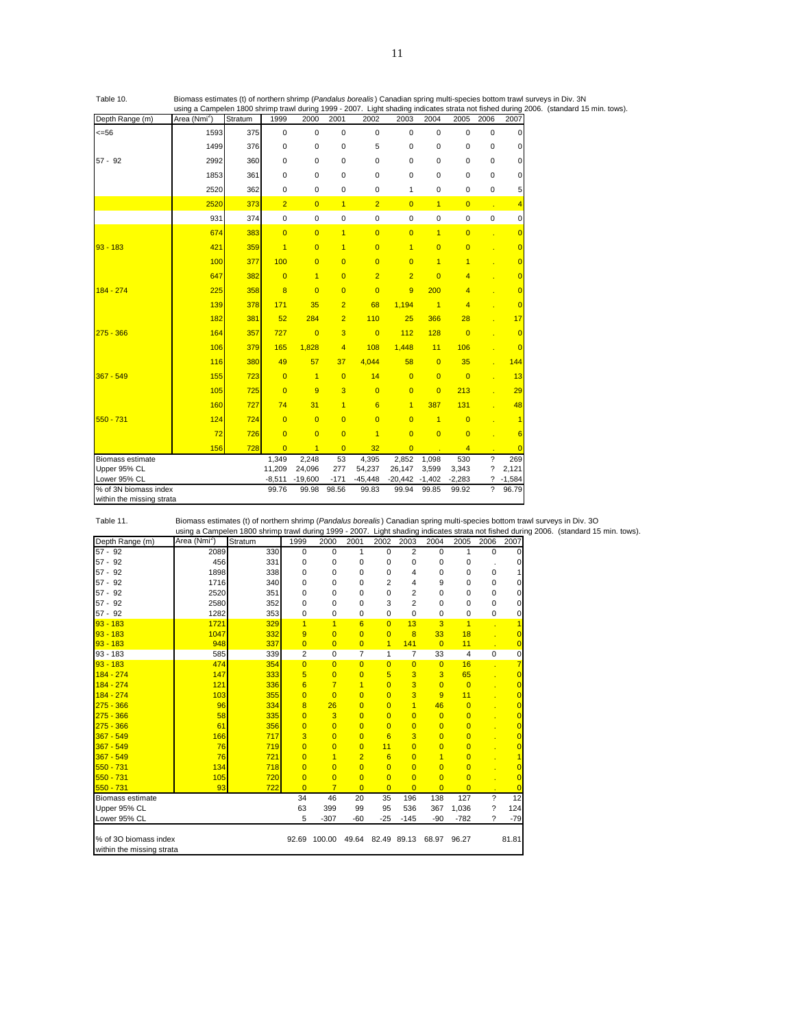Table 10. Biomass estimates (t) of northern shrimp (*Pandalus borealis*) Canadian spring multi-species bottom trawl surveys in Div. 3N using a Campelen 1800 shrimp trawl during 1999 - 2007. Light shading indicates strata not fished during 2006. (standard 15 min. tows).

| Depth Range (m) | Area (Nmi$^2$) | Stratum | 1999 | 2000 | 2001 | 2002 | 2003 | 2004 | 2005 | 2006 | 2007 |
|---|---|---|---|---|---|---|---|---|---|---|---|
| <=56 | 1593 | 375 | 0 | 0 | 0 | 0 | 0 | 0 | 0 | 0 | 0 |
| | 1499 | 376 | 0 | 0 | 0 | 5 | 0 | 0 | 0 | 0 | 0 |
| 57 - 92 | 2992 | 360 | 0 | 0 | 0 | 0 | 0 | 0 | 0 | 0 | 0 |
| | 1853 | 361 | 0 | 0 | 0 | 0 | 0 | 0 | 0 | 0 | 0 |
| | 2520 | 362 | 0 | 0 | 0 | 0 | 1 | 0 | 0 | 0 | 5 |
| | 2520 | 373 | 2 | 0 | 1 | 2 | 0 | 1 | 0 | . | 4 |
| | 931 | 374 | 0 | 0 | 0 | 0 | 0 | 0 | 0 | 0 | 0 |
| | 674 | 383 | 0 | 0 | 1 | 0 | 0 | 1 | 0 | . | 0 |
| 93 - 183 | 421 | 359 | 1 | 0 | 1 | 0 | 1 | 0 | 0 | . | 0 |
| | 100 | 377 | 100 | 0 | 0 | 0 | 0 | 1 | 1 | . | 0 |
| | 647 | 382 | 0 | 1 | 0 | 2 | 2 | 0 | 4 | . | 0 |
| 184 - 274 | 225 | 358 | 8 | 0 | 0 | 0 | 9 | 200 | 4 | . | 0 |
| | 139 | 378 | 171 | 35 | 2 | 68 | 1,194 | 1 | 4 | . | 0 |
| | 182 | 381 | 52 | 284 | 2 | 110 | 25 | 366 | 28 | . | 17 |
| 275 - 366 | 164 | 357 | 727 | 0 | 3 | 0 | 112 | 128 | 0 | . | 0 |
| | 106 | 379 | 165 | 1,828 | 4 | 108 | 1,448 | 11 | 106 | . | 0 |
| | 116 | 380 | 49 | 57 | 37 | 4,044 | 58 | 0 | 35 | . | 144 |
| 367 - 549 | 155 | 723 | 0 | 1 | 0 | 14 | 0 | 0 | 0 | . | 13 |
| | 105 | 725 | 0 | 9 | 3 | 0 | 0 | 0 | 213 | . | 29 |
| | 160 | 727 | 74 | 31 | 1 | 6 | 1 | 387 | 131 | . | 48 |
| 550 - 731 | 124 | 724 | 0 | 0 | 0 | 0 | 0 | 1 | 0 | . | 1 |
| | 72 | 726 | 0 | 0 | 0 | 1 | 0 | 0 | 0 | . | 6 |
| | 156 | 728 | 0 | 1 | 0 | 32 | 0 | . | 4 | . | 0 |
| Biomass estimate | | | 1,349 | 2,248 | 53 | 4,395 | 2,852 | 1,098 | 530 | ? | 269 |
| Upper 95% CL | | | 11,209 | 24,096 | 277 | 54,237 | 26,147 | 3,599 | 3,343 | ? | 2,121 |
| Lower 95% CL | | | -8,511 | -19,600 | -171 | -45,448 | -20,442 | -1,402 | -2,283 | ? | -1,584 |
| % of 3N biomass index within the missing strata | | | 99.76 | 99.98 | 98.56 | 99.83 | 99.94 | 99.85 | 99.92 | ? | 96.79 |

Table 11. Biomass estimates (t) of northern shrimp (*Pandalus borealis*) Canadian spring multi-species bottom trawl surveys in Div. 3O using a Campelen 1800 shrimp trawl during 1999 - 2007. Light shading indicates strata not fished during 2006. (standard 15 min. tows).

| Depth Range (m) | Area (Nmi$^2$) | Stratum | 1999 | 2000 | 2001 | 2002 | 2003 | 2004 | 2005 | 2006 | 2007 |
|---|---|---|---|---|---|---|---|---|---|---|---|
| 57 - 92 | 2089 | 330 | 0 | 0 | 1 | 0 | 2 | 0 | 1 | 0 | 0 |
| 57 - 92 | 456 | 331 | 0 | 0 | 0 | 0 | 0 | 0 | 0 | . | 0 |
| 57 - 92 | 1898 | 338 | 0 | 0 | 0 | 0 | 4 | 0 | 0 | 0 | 1 |
| 57 - 92 | 1716 | 340 | 0 | 0 | 0 | 2 | 4 | 9 | 0 | 0 | 0 |
| 57 - 92 | 2520 | 351 | 0 | 0 | 0 | 0 | 2 | 0 | 0 | 0 | 0 |
| 57 - 92 | 2580 | 352 | 0 | 0 | 0 | 3 | 2 | 0 | 0 | 0 | 0 |
| 57 - 92 | 1282 | 353 | 0 | 0 | 0 | 0 | 0 | 0 | 0 | 0 | 0 |
| 93 - 183 | 1721 | 329 | 1 | 1 | 6 | 0 | 13 | 3 | 1 | . | 1 |
| 93 - 183 | 1047 | 332 | 9 | 0 | 0 | 0 | 8 | 33 | 18 | . | 0 |
| 93 - 183 | 948 | 337 | 0 | 0 | 0 | 1 | 141 | 0 | 11 | . | 0 |
| 93 - 183 | 585 | 339 | 2 | 0 | 7 | 1 | 7 | 33 | 4 | 0 | 0 |
| 93 - 183 | 474 | 354 | 0 | 0 | 0 | 0 | 0 | 0 | 16 | . | 7 |
| 184 - 274 | 147 | 333 | 5 | 0 | 0 | 5 | 3 | 3 | 65 | . | 0 |
| 184 - 274 | 121 | 336 | 6 | 7 | 1 | 0 | 3 | 0 | 0 | . | 0 |
| 184 - 274 | 103 | 355 | 0 | 0 | 0 | 0 | 3 | 9 | 11 | . | 0 |
| 275 - 366 | 96 | 334 | 8 | 26 | 0 | 0 | 1 | 46 | 0 | . | 0 |
| 275 - 366 | 58 | 335 | 0 | 3 | 0 | 0 | 0 | 0 | 0 | . | 0 |
| 275 - 366 | 61 | 356 | 0 | 0 | 0 | 0 | 0 | 0 | 0 | . | 0 |
| 367 - 549 | 166 | 717 | 3 | 0 | 0 | 6 | 3 | 0 | 0 | . | 0 |
| 367 - 549 | 76 | 719 | 0 | 0 | 0 | 11 | 0 | 0 | 0 | . | 0 |
| 367 - 549 | 76 | 721 | 0 | 1 | 2 | 6 | 0 | 1 | 0 | . | 1 |
| 550 - 731 | 134 | 718 | 0 | 0 | 0 | 0 | 0 | 0 | 0 | . | 0 |
| 550 - 731 | 105 | 720 | 0 | 0 | 0 | 0 | 0 | 0 | 0 | . | 0 |
| 550 - 731 | 93 | 722 | 0 | 7 | 0 | 0 | 0 | 0 | 0 | . | 0 |
| Biomass estimate | | | 34 | 46 | 20 | 35 | 196 | 138 | 127 | ? | 12 |
| Upper 95% CL | | | 63 | 399 | 99 | 95 | 536 | 367 | 1,036 | ? | 124 |
| Lower 95% CL | | | 5 | -307 | -60 | -25 | -145 | -90 | -782 | ? | -79 |
| % of 3O biomass index within the missing strata | | | 92.69 | 100.00 | 49.64 | 82.49 | 89.13 | 68.97 | 96.27 | | 81.81 |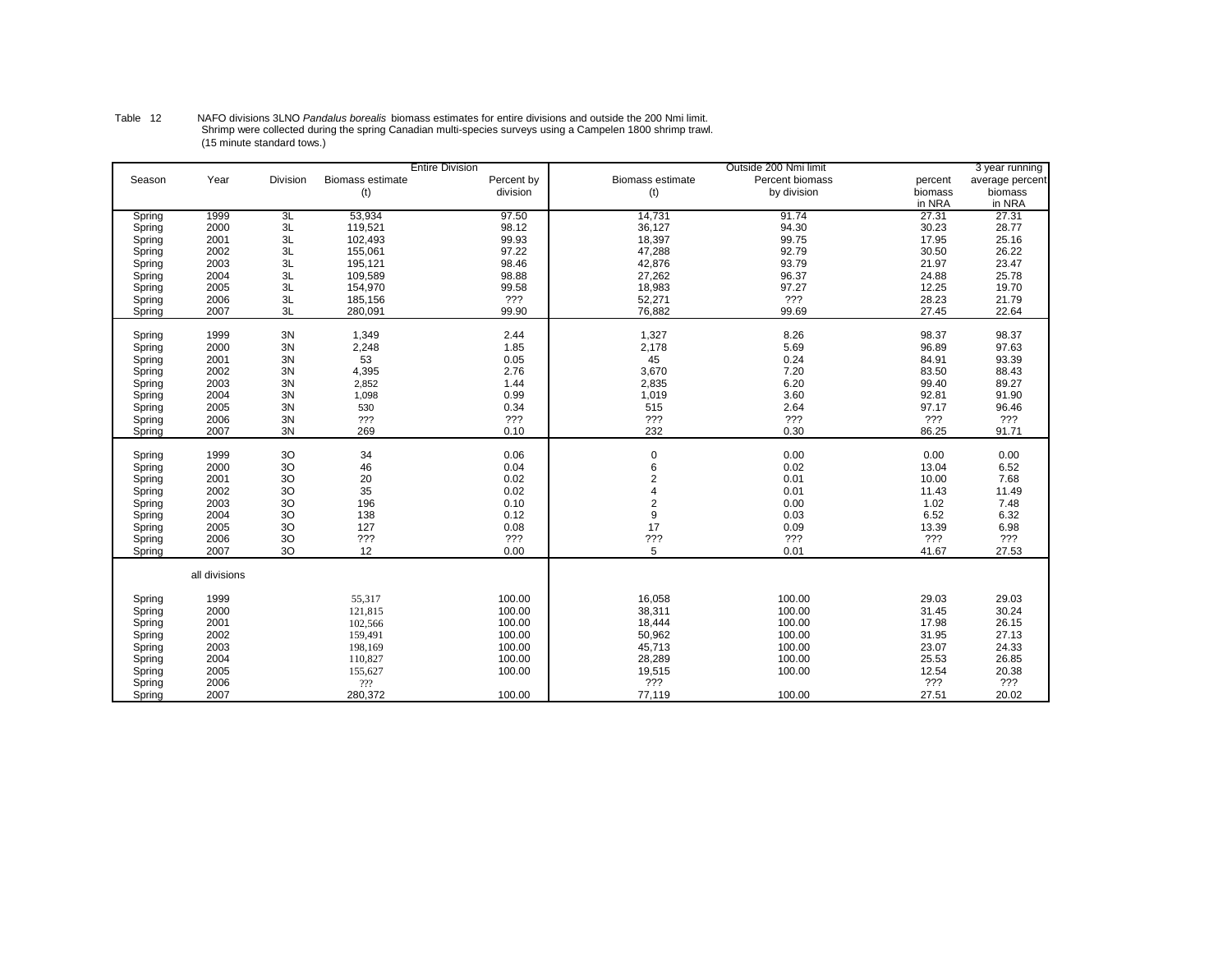Table 12 NAFO divisions 3LNO *Pandalus borealis* biomass estimates for entire divisions and outside the 200 Nmi limit. Shrimp were collected during the spring Canadian multi-species surveys using a Campelen 1800 shrimp trawl. (15 minute standard tows.)

| | | | Entire Division | | Outside 200 Nmi limit | | | 3 year running |
|---|---|---|---|---|---|---|---|---|
| Season | Year | Division | Biomass estimate (t) | Percent by division | Biomass estimate (t) | Percent biomass by division | percent biomass in NRA | average percent biomass in NRA |
| Spring | 1999 | 3L | 53,934 | 97.50 | 14,731 | 91.74 | 27.31 | 27.31 |
| Spring | 2000 | 3L | 119,521 | 98.12 | 36,127 | 94.30 | 30.23 | 28.77 |
| Spring | 2001 | 3L | 102,493 | 99.93 | 18,397 | 99.75 | 17.95 | 25.16 |
| Spring | 2002 | 3L | 155,061 | 97.22 | 47,288 | 92.79 | 30.50 | 26.22 |
| Spring | 2003 | 3L | 195,121 | 98.46 | 42,876 | 93.79 | 21.97 | 23.47 |
| Spring | 2004 | 3L | 109,589 | 98.88 | 27,262 | 96.37 | 24.88 | 25.78 |
| Spring | 2005 | 3L | 154,970 | 99.58 | 18,983 | 97.27 | 12.25 | 19.70 |
| Spring | 2006 | 3L | 185,156 | ??? | 52,271 | ??? | 28.23 | 21.79 |
| Spring | 2007 | 3L | 280,091 | 99.90 | 76,882 | 99.69 | 27.45 | 22.64 |
| Spring | 1999 | 3N | 1,349 | 2.44 | 1,327 | 8.26 | 98.37 | 98.37 |
| Spring | 2000 | 3N | 2,248 | 1.85 | 2,178 | 5.69 | 96.89 | 97.63 |
| Spring | 2001 | 3N | 53 | 0.05 | 45 | 0.24 | 84.91 | 93.39 |
| Spring | 2002 | 3N | 4,395 | 2.76 | 3,670 | 7.20 | 83.50 | 88.43 |
| Spring | 2003 | 3N | 2,852 | 1.44 | 2,835 | 6.20 | 99.40 | 89.27 |
| Spring | 2004 | 3N | 1,098 | 0.99 | 1,019 | 3.60 | 92.81 | 91.90 |
| Spring | 2005 | 3N | 530 | 0.34 | 515 | 2.64 | 97.17 | 96.46 |
| Spring | 2006 | 3N | ??? | ??? | ??? | ??? | ??? | ??? |
| Spring | 2007 | 3N | 269 | 0.10 | 232 | 0.30 | 86.25 | 91.71 |
| Spring | 1999 | 3O | 34 | 0.06 | 0 | 0.00 | 0.00 | 0.00 |
| Spring | 2000 | 3O | 46 | 0.04 | 6 | 0.02 | 13.04 | 6.52 |
| Spring | 2001 | 3O | 20 | 0.02 | 2 | 0.01 | 10.00 | 7.68 |
| Spring | 2002 | 3O | 35 | 0.02 | 4 | 0.01 | 11.43 | 11.49 |
| Spring | 2003 | 3O | 196 | 0.10 | 2 | 0.00 | 1.02 | 7.48 |
| Spring | 2004 | 3O | 138 | 0.12 | 9 | 0.03 | 6.52 | 6.32 |
| Spring | 2005 | 3O | 127 | 0.08 | 17 | 0.09 | 13.39 | 6.98 |
| Spring | 2006 | 3O | ??? | ??? | ??? | ??? | ??? | ??? |
| Spring | 2007 | 3O | 12 | 0.00 | 5 | 0.01 | 41.67 | 27.53 |
| | all divisions | | | | | | | |
| Spring | 1999 | | 55,317 | 100.00 | 16,058 | 100.00 | 29.03 | 29.03 |
| Spring | 2000 | | 121,815 | 100.00 | 38,311 | 100.00 | 31.45 | 30.24 |
| Spring | 2001 | | 102,566 | 100.00 | 18,444 | 100.00 | 17.98 | 26.15 |
| Spring | 2002 | | 159,491 | 100.00 | 50,962 | 100.00 | 31.95 | 27.13 |
| Spring | 2003 | | 198,169 | 100.00 | 45,713 | 100.00 | 23.07 | 24.33 |
| Spring | 2004 | | 110,827 | 100.00 | 28,289 | 100.00 | 25.53 | 26.85 |
| Spring | 2005 | | 155,627 | 100.00 | 19,515 | 100.00 | 12.54 | 20.38 |
| Spring | 2006 | | ??? | | ??? | | ??? | ??? |
| Spring | 2007 | | 280,372 | 100.00 | 77,119 | 100.00 | 27.51 | 20.02 |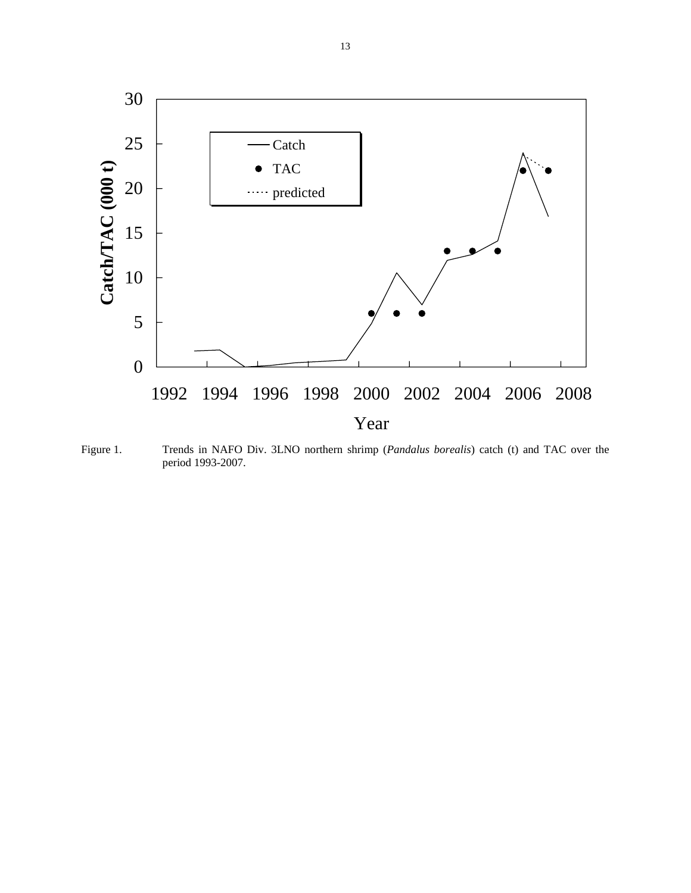Figure 1. Trends in NAFO Div. 3LNO northern shrimp (*Pandalus borealis*) catch (t) and TAC over the period 1993-2007.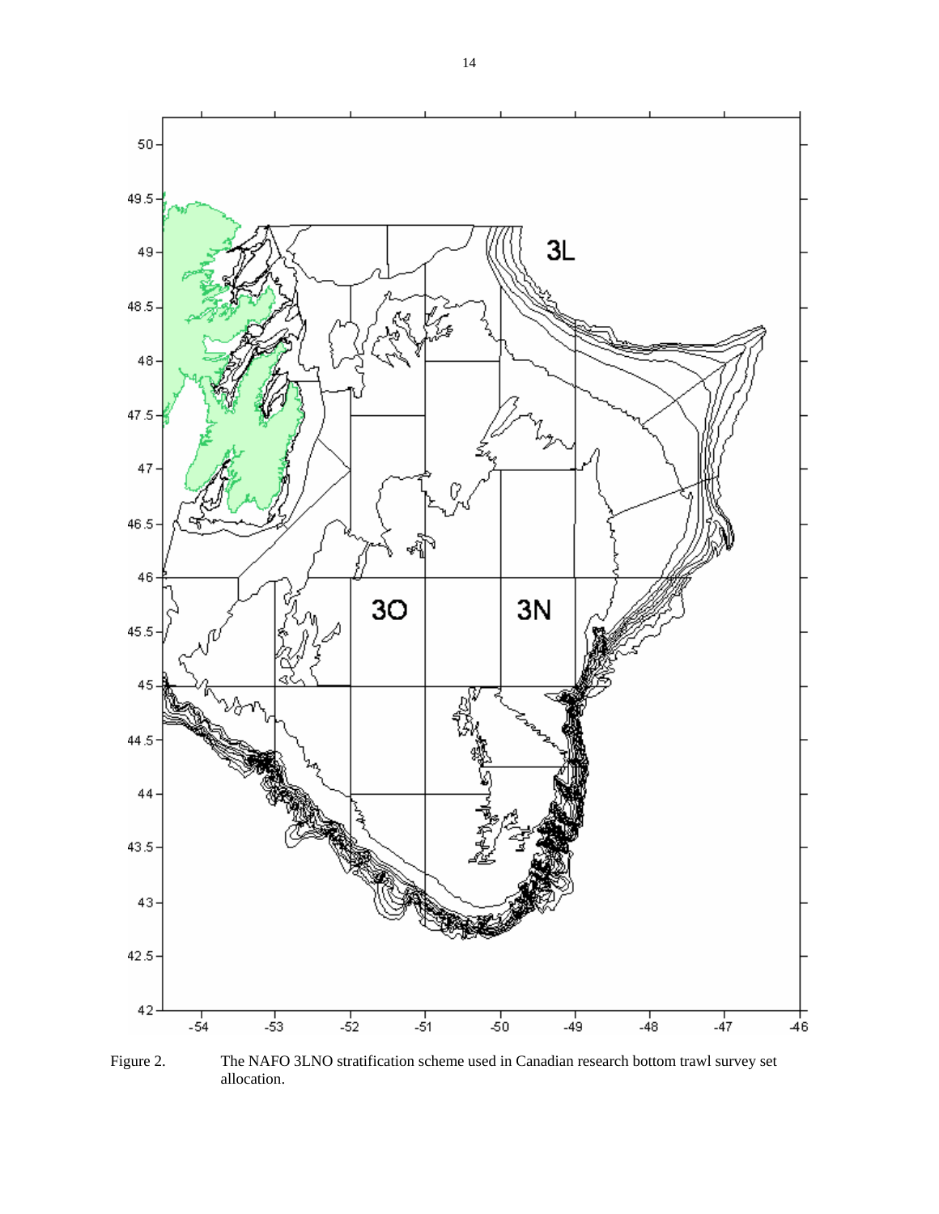Figure 2. The NAFO 3LNO stratification scheme used in Canadian research bottom trawl survey set allocation.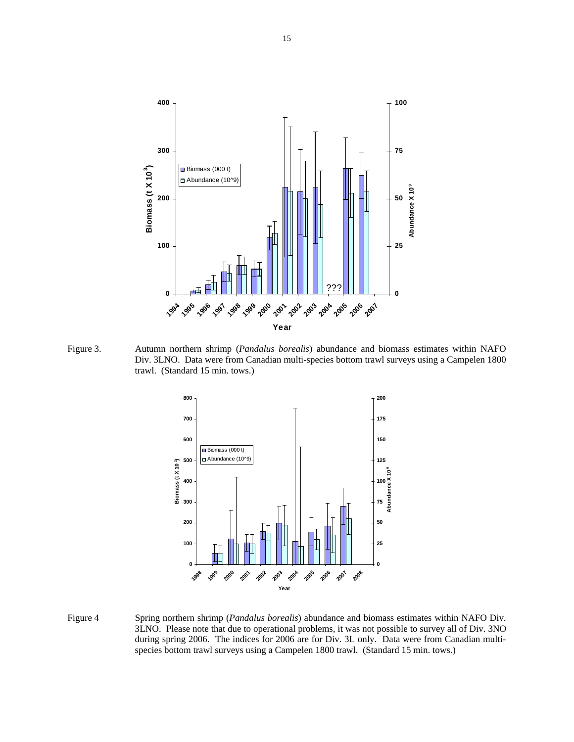Figure 3. Autumn northern shrimp (*Pandalus borealis*) abundance and biomass estimates within NAFO Div. 3LNO. Data were from Canadian multi-species bottom trawl surveys using a Campelen 1800 trawl. (Standard 15 min. tows.)

Figure 4 Spring northern shrimp (*Pandalus borealis*) abundance and biomass estimates within NAFO Div. 3LNO. Please note that due to operational problems, it was not possible to survey all of Div. 3NO during spring 2006. The indices for 2006 are for Div. 3L only. Data were from Canadian multi-species bottom trawl surveys using a Campelen 1800 trawl. (Standard 15 min. tows.)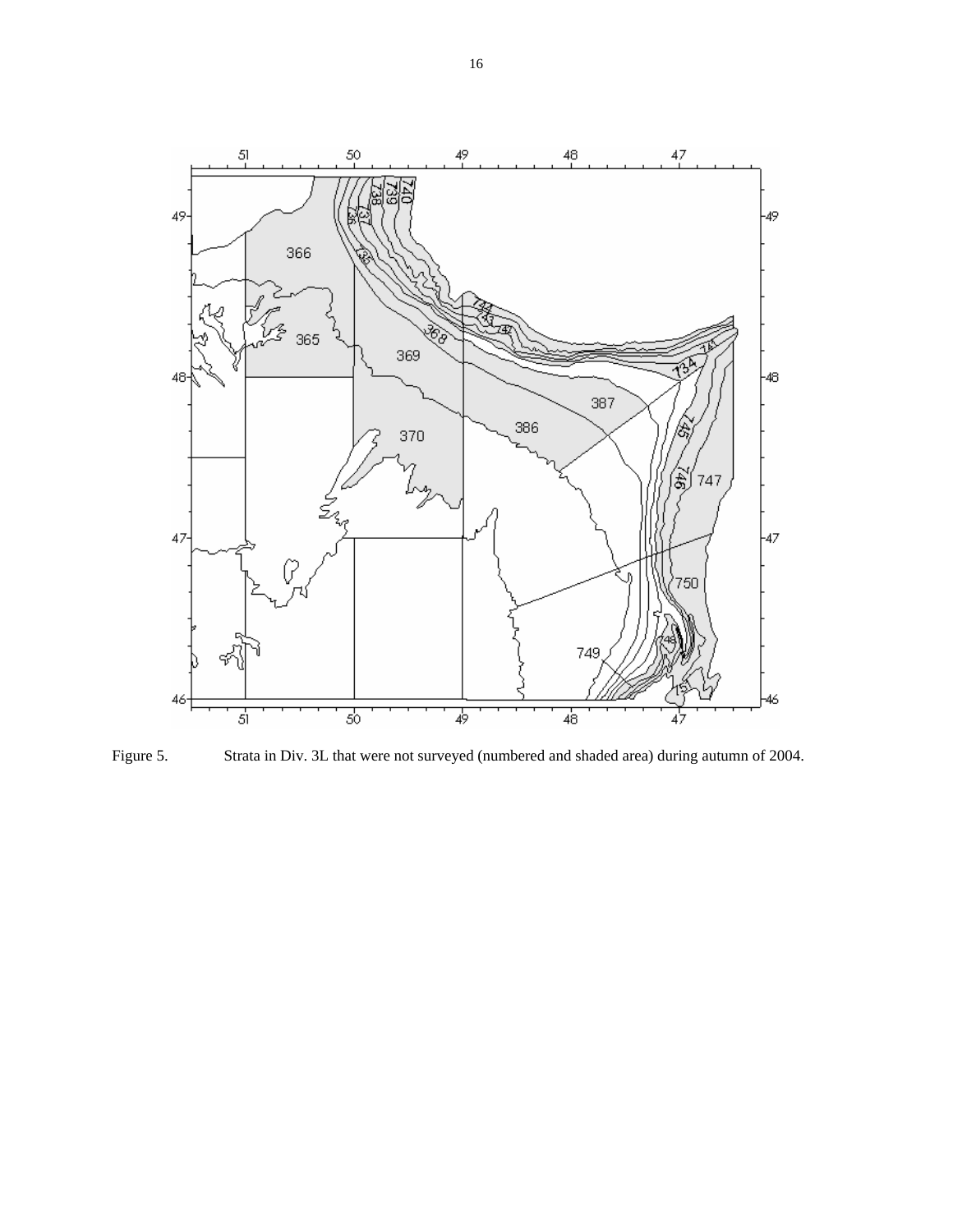Figure 5. Strata in Div. 3L that were not surveyed (numbered and shaded area) during autumn of 2004.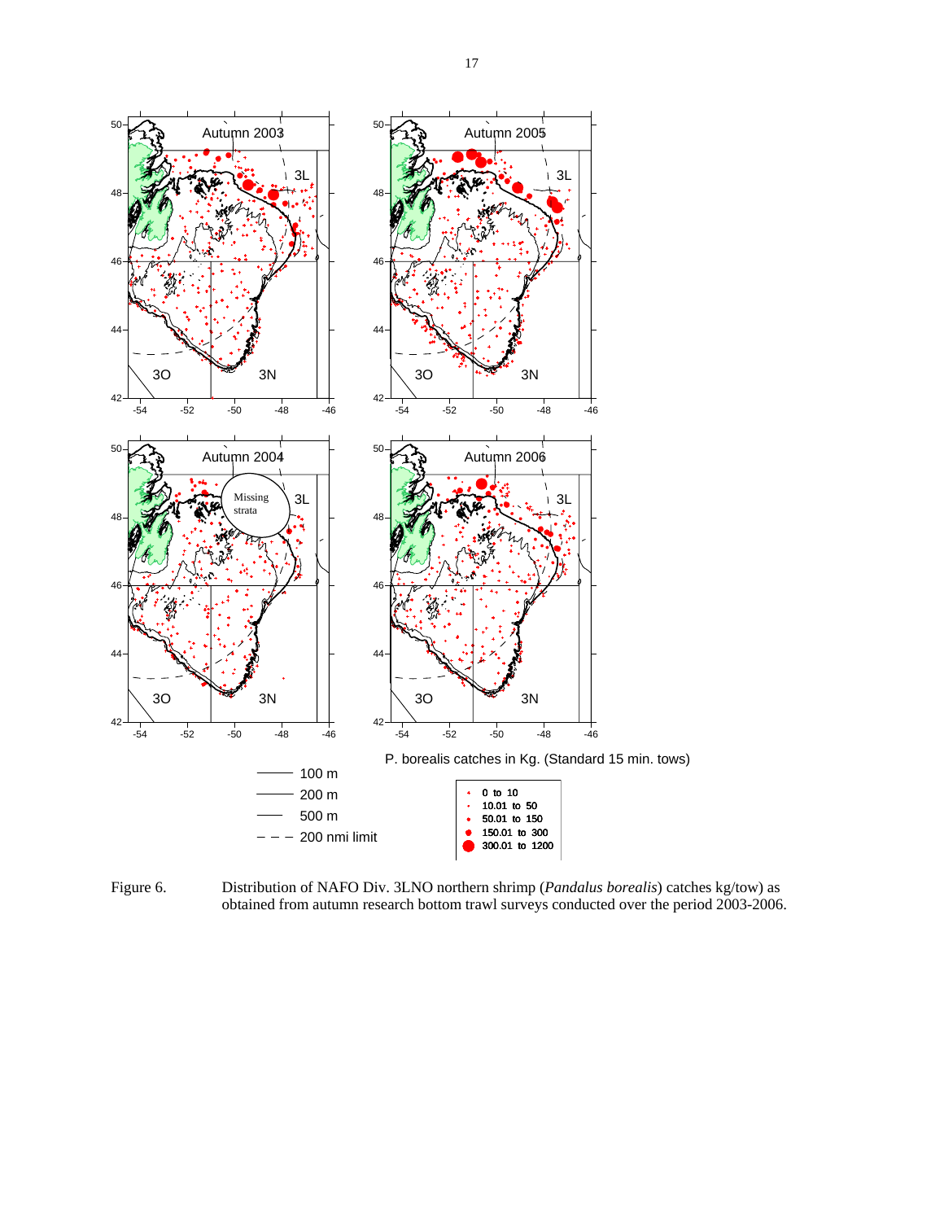Figure 6. Distribution of NAFO Div. 3LNO northern shrimp (*Pandalus borealis*) catches kg/tow) as obtained from autumn research bottom trawl surveys conducted over the period 2003-2006.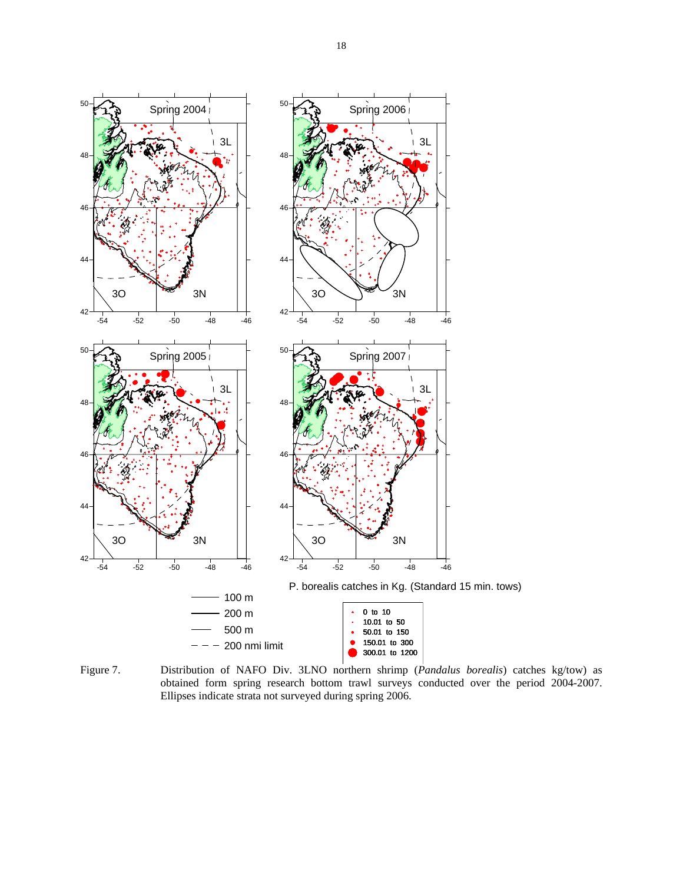Spring 2004

Spring 2006

Spring 2005

Spring 2007

3L

3O

3N

50

48

46

44

42

-54

-52

-50

-48

-46

P. borealis catches in Kg. (Standard 15 min. tows)

100 m

200 m

500 m

200 nmi limit

0 to 10

10.01 to 50

50.01 to 150

150.01 to 300

300.01 to 1200

Figure 7. Distribution of NAFO Div. 3LNO northern shrimp (*Pandalus borealis*) catches kg/tow) as obtained form spring research bottom trawl surveys conducted over the period 2004-2007. Ellipses indicate strata not surveyed during spring 2006.